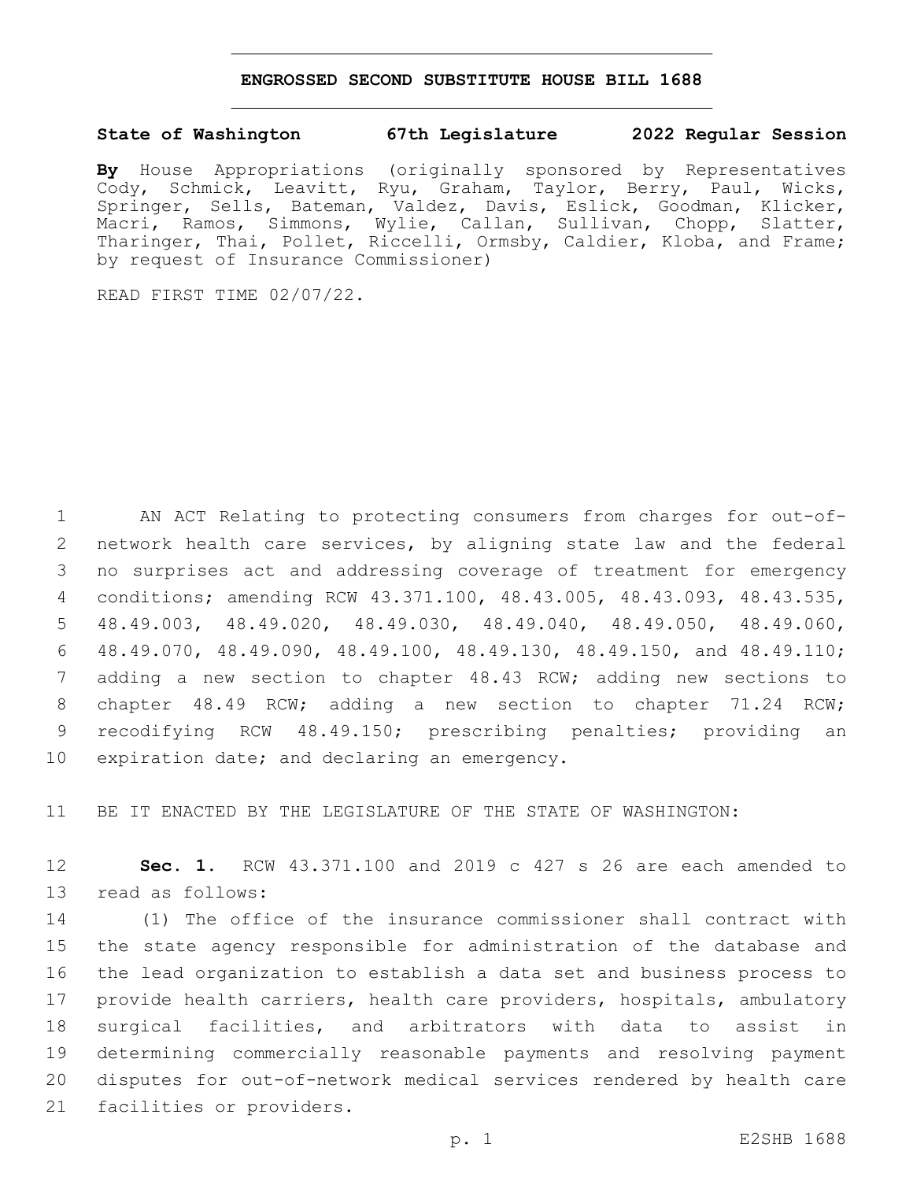# ENGROSSED SECOND SUBSTITUTE HOUSE BILL 1688

**State of Washington 67th Legislature 2022 Regular Session**

**By** House Appropriations (originally sponsored by Representatives Cody, Schmick, Leavitt, Ryu, Graham, Taylor, Berry, Paul, Wicks, Springer, Sells, Bateman, Valdez, Davis, Eslick, Goodman, Klicker, Macri, Ramos, Simmons, Wylie, Callan, Sullivan, Chopp, Slatter, Tharinger, Thai, Pollet, Riccelli, Ormsby, Caldier, Kloba, and Frame; by request of Insurance Commissioner)

READ FIRST TIME 02/07/22.

AN ACT Relating to protecting consumers from charges for out-of-network health care services, by aligning state law and the federal no surprises act and addressing coverage of treatment for emergency conditions; amending RCW 43.371.100, 48.43.005, 48.43.093, 48.43.535, 48.49.003, 48.49.020, 48.49.030, 48.49.040, 48.49.050, 48.49.060, 48.49.070, 48.49.090, 48.49.100, 48.49.130, 48.49.150, and 48.49.110; adding a new section to chapter 48.43 RCW; adding new sections to chapter 48.49 RCW; adding a new section to chapter 71.24 RCW; recodifying RCW 48.49.150; prescribing penalties; providing an expiration date; and declaring an emergency.

BE IT ENACTED BY THE LEGISLATURE OF THE STATE OF WASHINGTON:

**Sec. 1.** RCW 43.371.100 and 2019 c 427 s 26 are each amended to read as follows:

(1) The office of the insurance commissioner shall contract with the state agency responsible for administration of the database and the lead organization to establish a data set and business process to provide health carriers, health care providers, hospitals, ambulatory surgical facilities, and arbitrators with data to assist in determining commercially reasonable payments and resolving payment disputes for out-of-network medical services rendered by health care facilities or providers.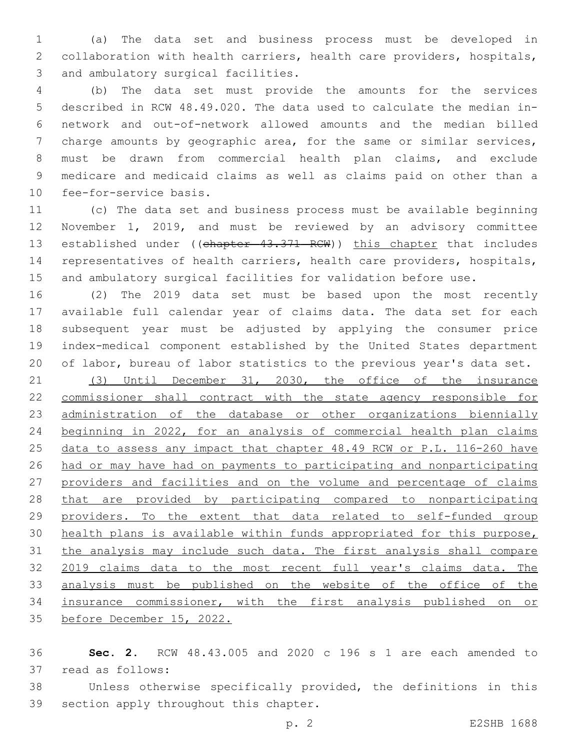(a) The data set and business process must be developed in collaboration with health carriers, health care providers, hospitals, and ambulatory surgical facilities.

(b) The data set must provide the amounts for the services described in RCW 48.49.020. The data used to calculate the median in-network and out-of-network allowed amounts and the median billed charge amounts by geographic area, for the same or similar services, must be drawn from commercial health plan claims, and exclude medicare and medicaid claims as well as claims paid on other than a fee-for-service basis.

(c) The data set and business process must be available beginning November 1, 2019, and must be reviewed by an advisory committee established under ((~~chapter 43.371 RCW~~)) this chapter that includes representatives of health carriers, health care providers, hospitals, and ambulatory surgical facilities for validation before use.

(2) The 2019 data set must be based upon the most recently available full calendar year of claims data. The data set for each subsequent year must be adjusted by applying the consumer price index-medical component established by the United States department of labor, bureau of labor statistics to the previous year's data set.

(3) Until December 31, 2030, the office of the insurance commissioner shall contract with the state agency responsible for administration of the database or other organizations biennially beginning in 2022, for an analysis of commercial health plan claims data to assess any impact that chapter 48.49 RCW or P.L. 116-260 have had or may have had on payments to participating and nonparticipating providers and facilities and on the volume and percentage of claims that are provided by participating compared to nonparticipating providers. To the extent that data related to self-funded group health plans is available within funds appropriated for this purpose, the analysis may include such data. The first analysis shall compare 2019 claims data to the most recent full year's claims data. The analysis must be published on the website of the office of the insurance commissioner, with the first analysis published on or before December 15, 2022.

**Sec. 2.** RCW 48.43.005 and 2020 c 196 s 1 are each amended to read as follows:

Unless otherwise specifically provided, the definitions in this section apply throughout this chapter.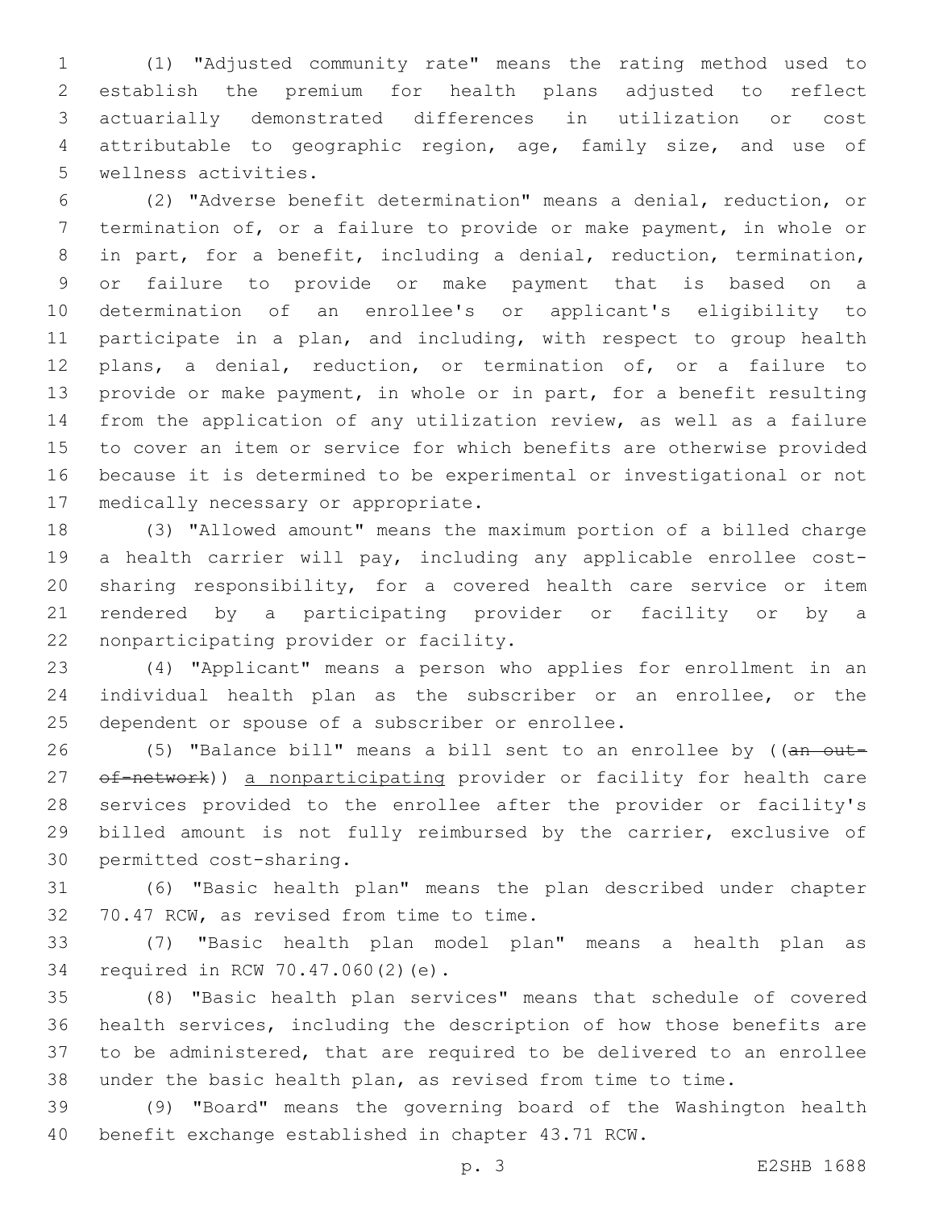(1) "Adjusted community rate" means the rating method used to establish the premium for health plans adjusted to reflect actuarially demonstrated differences in utilization or cost attributable to geographic region, age, family size, and use of wellness activities.

(2) "Adverse benefit determination" means a denial, reduction, or termination of, or a failure to provide or make payment, in whole or in part, for a benefit, including a denial, reduction, termination, or failure to provide or make payment that is based on a determination of an enrollee's or applicant's eligibility to participate in a plan, and including, with respect to group health plans, a denial, reduction, or termination of, or a failure to provide or make payment, in whole or in part, for a benefit resulting from the application of any utilization review, as well as a failure to cover an item or service for which benefits are otherwise provided because it is determined to be experimental or investigational or not medically necessary or appropriate.

(3) "Allowed amount" means the maximum portion of a billed charge a health carrier will pay, including any applicable enrollee cost-sharing responsibility, for a covered health care service or item rendered by a participating provider or facility or by a nonparticipating provider or facility.

(4) "Applicant" means a person who applies for enrollment in an individual health plan as the subscriber or an enrollee, or the dependent or spouse of a subscriber or enrollee.

(5) "Balance bill" means a bill sent to an enrollee by ((~~an out-of-network~~)) a nonparticipating provider or facility for health care services provided to the enrollee after the provider or facility's billed amount is not fully reimbursed by the carrier, exclusive of permitted cost-sharing.

(6) "Basic health plan" means the plan described under chapter 70.47 RCW, as revised from time to time.

(7) "Basic health plan model plan" means a health plan as required in RCW 70.47.060(2)(e).

(8) "Basic health plan services" means that schedule of covered health services, including the description of how those benefits are to be administered, that are required to be delivered to an enrollee under the basic health plan, as revised from time to time.

(9) "Board" means the governing board of the Washington health benefit exchange established in chapter 43.71 RCW.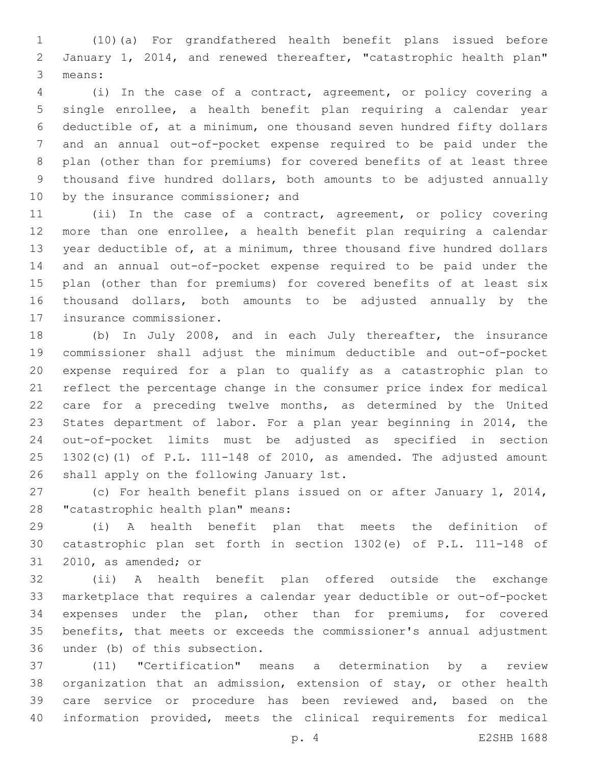(10)(a) For grandfathered health benefit plans issued before January 1, 2014, and renewed thereafter, "catastrophic health plan" means:

(i) In the case of a contract, agreement, or policy covering a single enrollee, a health benefit plan requiring a calendar year deductible of, at a minimum, one thousand seven hundred fifty dollars and an annual out-of-pocket expense required to be paid under the plan (other than for premiums) for covered benefits of at least three thousand five hundred dollars, both amounts to be adjusted annually by the insurance commissioner; and

(ii) In the case of a contract, agreement, or policy covering more than one enrollee, a health benefit plan requiring a calendar year deductible of, at a minimum, three thousand five hundred dollars and an annual out-of-pocket expense required to be paid under the plan (other than for premiums) for covered benefits of at least six thousand dollars, both amounts to be adjusted annually by the insurance commissioner.

(b) In July 2008, and in each July thereafter, the insurance commissioner shall adjust the minimum deductible and out-of-pocket expense required for a plan to qualify as a catastrophic plan to reflect the percentage change in the consumer price index for medical care for a preceding twelve months, as determined by the United States department of labor. For a plan year beginning in 2014, the out-of-pocket limits must be adjusted as specified in section 1302(c)(1) of P.L. 111-148 of 2010, as amended. The adjusted amount shall apply on the following January 1st.

(c) For health benefit plans issued on or after January 1, 2014, "catastrophic health plan" means:

(i) A health benefit plan that meets the definition of catastrophic plan set forth in section 1302(e) of P.L. 111-148 of 2010, as amended; or

(ii) A health benefit plan offered outside the exchange marketplace that requires a calendar year deductible or out-of-pocket expenses under the plan, other than for premiums, for covered benefits, that meets or exceeds the commissioner's annual adjustment under (b) of this subsection.

(11) "Certification" means a determination by a review organization that an admission, extension of stay, or other health care service or procedure has been reviewed and, based on the information provided, meets the clinical requirements for medical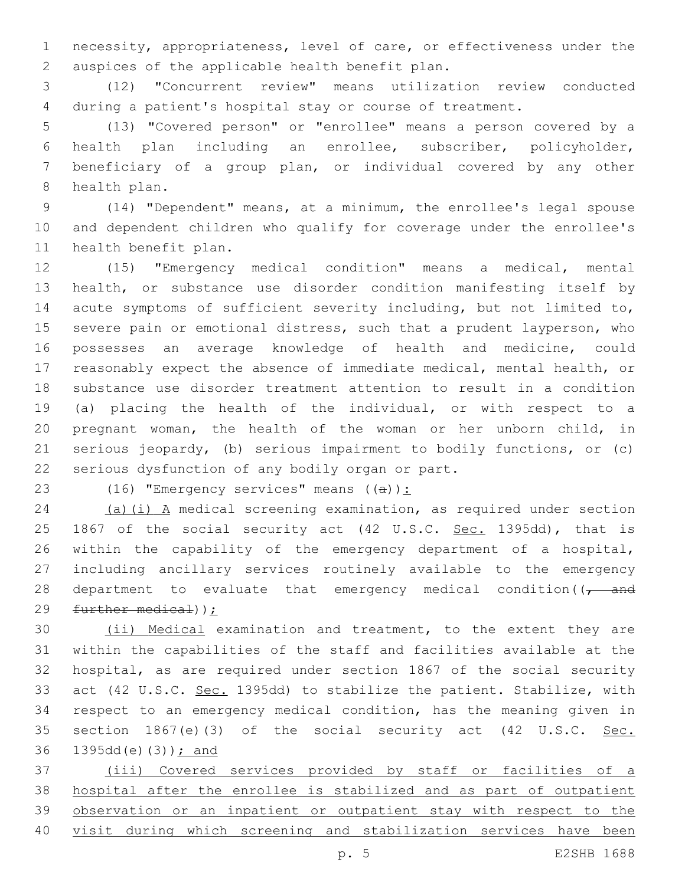necessity, appropriateness, level of care, or effectiveness under the auspices of the applicable health benefit plan.

(12) "Concurrent review" means utilization review conducted during a patient's hospital stay or course of treatment.

(13) "Covered person" or "enrollee" means a person covered by a health plan including an enrollee, subscriber, policyholder, beneficiary of a group plan, or individual covered by any other health plan.

(14) "Dependent" means, at a minimum, the enrollee's legal spouse and dependent children who qualify for coverage under the enrollee's health benefit plan.

(15) "Emergency medical condition" means a medical, mental health, or substance use disorder condition manifesting itself by acute symptoms of sufficient severity including, but not limited to, severe pain or emotional distress, such that a prudent layperson, who possesses an average knowledge of health and medicine, could reasonably expect the absence of immediate medical, mental health, or substance use disorder treatment attention to result in a condition (a) placing the health of the individual, or with respect to a pregnant woman, the health of the woman or her unborn child, in serious jeopardy, (b) serious impairment to bodily functions, or (c) serious dysfunction of any bodily organ or part.

(16) "Emergency services" means ((~~a~~)):

(a)(i) A medical screening examination, as required under section 1867 of the social security act (42 U.S.C. Sec. 1395dd), that is within the capability of the emergency department of a hospital, including ancillary services routinely available to the emergency department to evaluate that emergency medical condition((~~, and further medical~~));

(ii) Medical examination and treatment, to the extent they are within the capabilities of the staff and facilities available at the hospital, as are required under section 1867 of the social security act (42 U.S.C. Sec. 1395dd) to stabilize the patient. Stabilize, with respect to an emergency medical condition, has the meaning given in section 1867(e)(3) of the social security act (42 U.S.C. Sec. 1395dd(e)(3)); and

(iii) Covered services provided by staff or facilities of a hospital after the enrollee is stabilized and as part of outpatient observation or an inpatient or outpatient stay with respect to the visit during which screening and stabilization services have been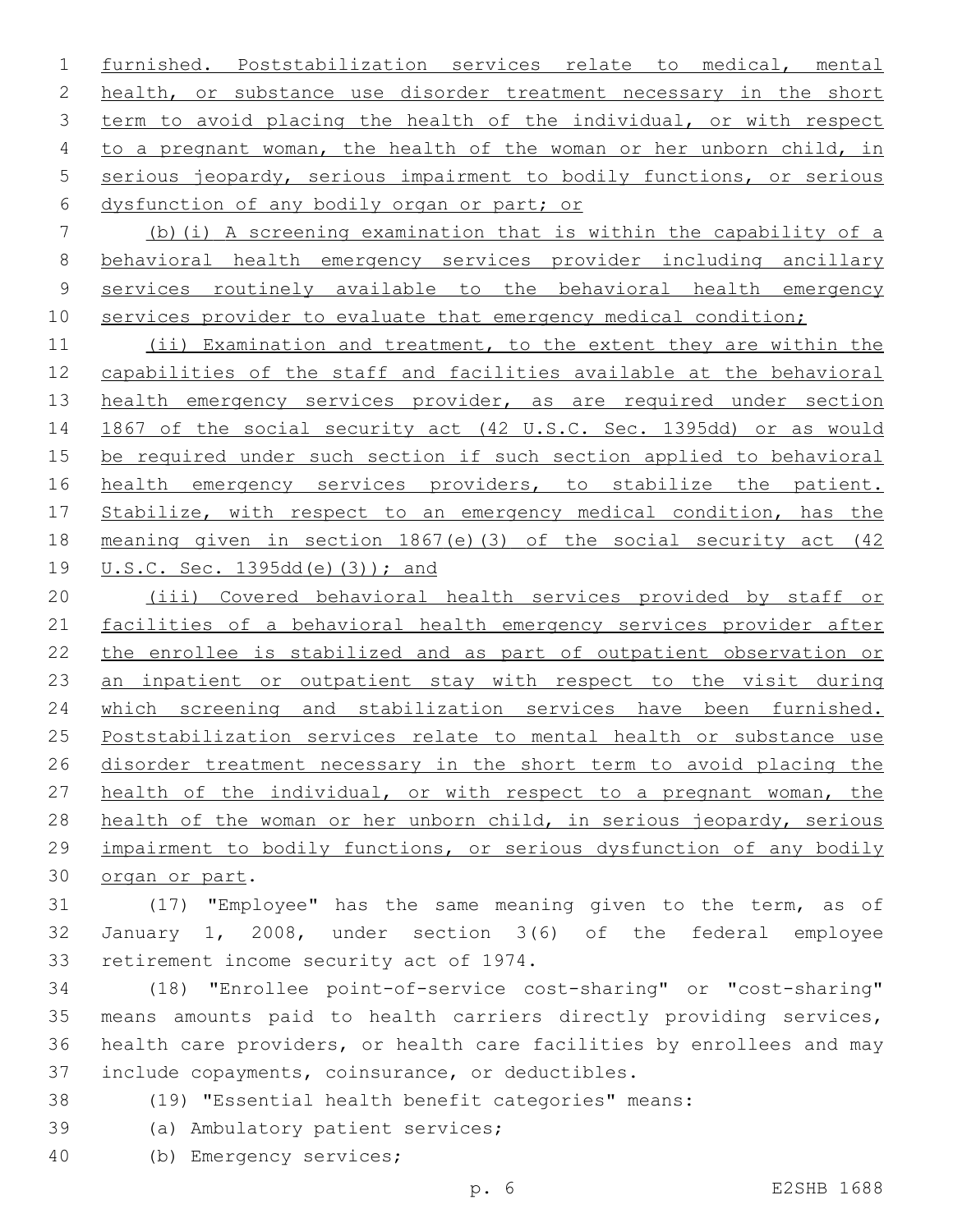furnished. Poststabilization services relate to medical, mental health, or substance use disorder treatment necessary in the short term to avoid placing the health of the individual, or with respect to a pregnant woman, the health of the woman or her unborn child, in serious jeopardy, serious impairment to bodily functions, or serious dysfunction of any bodily organ or part; or

(b)(i) A screening examination that is within the capability of a behavioral health emergency services provider including ancillary services routinely available to the behavioral health emergency services provider to evaluate that emergency medical condition;

(ii) Examination and treatment, to the extent they are within the capabilities of the staff and facilities available at the behavioral health emergency services provider, as are required under section 1867 of the social security act (42 U.S.C. Sec. 1395dd) or as would be required under such section if such section applied to behavioral health emergency services providers, to stabilize the patient. Stabilize, with respect to an emergency medical condition, has the meaning given in section 1867(e)(3) of the social security act (42 U.S.C. Sec. 1395dd(e)(3)); and

(iii) Covered behavioral health services provided by staff or facilities of a behavioral health emergency services provider after the enrollee is stabilized and as part of outpatient observation or an inpatient or outpatient stay with respect to the visit during which screening and stabilization services have been furnished. Poststabilization services relate to mental health or substance use disorder treatment necessary in the short term to avoid placing the health of the individual, or with respect to a pregnant woman, the health of the woman or her unborn child, in serious jeopardy, serious impairment to bodily functions, or serious dysfunction of any bodily organ or part.

(17) "Employee" has the same meaning given to the term, as of January 1, 2008, under section 3(6) of the federal employee retirement income security act of 1974.

(18) "Enrollee point-of-service cost-sharing" or "cost-sharing" means amounts paid to health carriers directly providing services, health care providers, or health care facilities by enrollees and may include copayments, coinsurance, or deductibles.

(19) "Essential health benefit categories" means:

(a) Ambulatory patient services;

(b) Emergency services;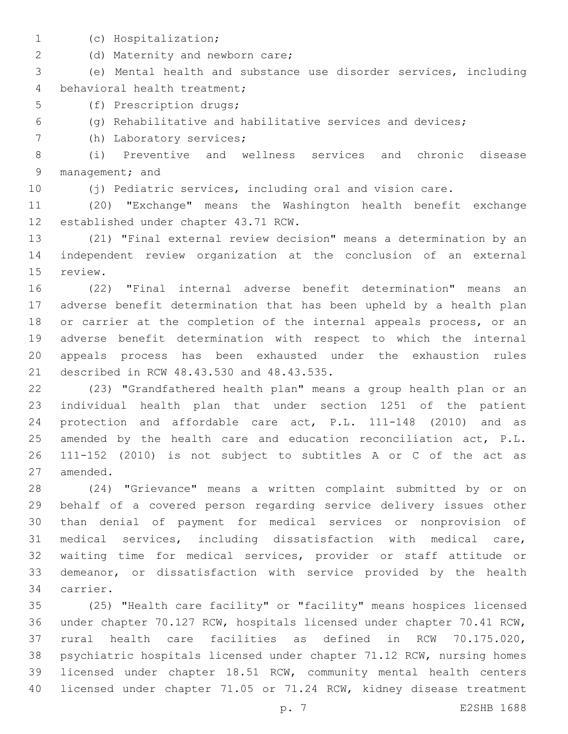(c) Hospitalization;

(d) Maternity and newborn care;

(e) Mental health and substance use disorder services, including behavioral health treatment;

(f) Prescription drugs;

(g) Rehabilitative and habilitative services and devices;

(h) Laboratory services;

(i) Preventive and wellness services and chronic disease management; and

(j) Pediatric services, including oral and vision care.

(20) "Exchange" means the Washington health benefit exchange established under chapter 43.71 RCW.

(21) "Final external review decision" means a determination by an independent review organization at the conclusion of an external review.

(22) "Final internal adverse benefit determination" means an adverse benefit determination that has been upheld by a health plan or carrier at the completion of the internal appeals process, or an adverse benefit determination with respect to which the internal appeals process has been exhausted under the exhaustion rules described in RCW 48.43.530 and 48.43.535.

(23) "Grandfathered health plan" means a group health plan or an individual health plan that under section 1251 of the patient protection and affordable care act, P.L. 111-148 (2010) and as amended by the health care and education reconciliation act, P.L. 111-152 (2010) is not subject to subtitles A or C of the act as amended.

(24) "Grievance" means a written complaint submitted by or on behalf of a covered person regarding service delivery issues other than denial of payment for medical services or nonprovision of medical services, including dissatisfaction with medical care, waiting time for medical services, provider or staff attitude or demeanor, or dissatisfaction with service provided by the health carrier.

(25) "Health care facility" or "facility" means hospices licensed under chapter 70.127 RCW, hospitals licensed under chapter 70.41 RCW, rural health care facilities as defined in RCW 70.175.020, psychiatric hospitals licensed under chapter 71.12 RCW, nursing homes licensed under chapter 18.51 RCW, community mental health centers licensed under chapter 71.05 or 71.24 RCW, kidney disease treatment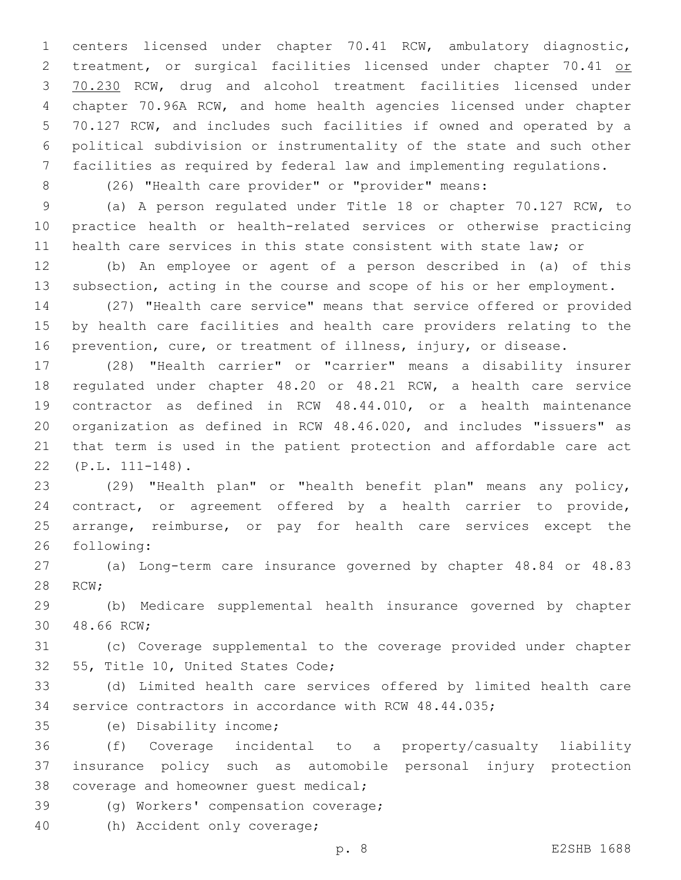centers licensed under chapter 70.41 RCW, ambulatory diagnostic, treatment, or surgical facilities licensed under chapter 70.41 or 70.230 RCW, drug and alcohol treatment facilities licensed under chapter 70.96A RCW, and home health agencies licensed under chapter 70.127 RCW, and includes such facilities if owned and operated by a political subdivision or instrumentality of the state and such other facilities as required by federal law and implementing regulations.

(26) "Health care provider" or "provider" means:

(a) A person regulated under Title 18 or chapter 70.127 RCW, to practice health or health-related services or otherwise practicing health care services in this state consistent with state law; or

(b) An employee or agent of a person described in (a) of this subsection, acting in the course and scope of his or her employment.

(27) "Health care service" means that service offered or provided by health care facilities and health care providers relating to the prevention, cure, or treatment of illness, injury, or disease.

(28) "Health carrier" or "carrier" means a disability insurer regulated under chapter 48.20 or 48.21 RCW, a health care service contractor as defined in RCW 48.44.010, or a health maintenance organization as defined in RCW 48.46.020, and includes "issuers" as that term is used in the patient protection and affordable care act (P.L. 111-148).

(29) "Health plan" or "health benefit plan" means any policy, contract, or agreement offered by a health carrier to provide, arrange, reimburse, or pay for health care services except the following:

(a) Long-term care insurance governed by chapter 48.84 or 48.83 RCW;

(b) Medicare supplemental health insurance governed by chapter 48.66 RCW;

(c) Coverage supplemental to the coverage provided under chapter 55, Title 10, United States Code;

(d) Limited health care services offered by limited health care service contractors in accordance with RCW 48.44.035;

(e) Disability income;

(f) Coverage incidental to a property/casualty liability insurance policy such as automobile personal injury protection coverage and homeowner guest medical;

(g) Workers' compensation coverage;

(h) Accident only coverage;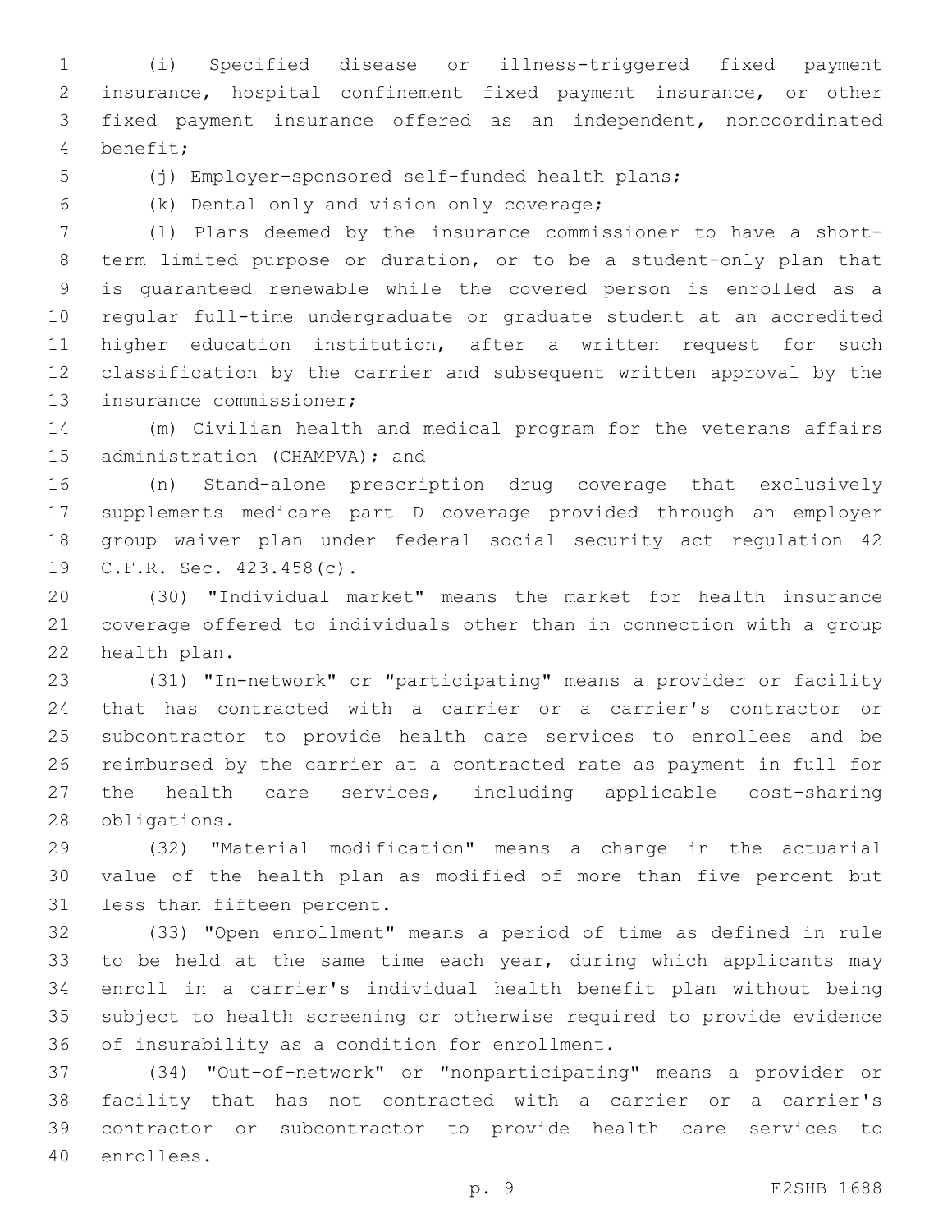(i) Specified disease or illness-triggered fixed payment insurance, hospital confinement fixed payment insurance, or other fixed payment insurance offered as an independent, noncoordinated benefit;

(j) Employer-sponsored self-funded health plans;

(k) Dental only and vision only coverage;

(l) Plans deemed by the insurance commissioner to have a short-term limited purpose or duration, or to be a student-only plan that is guaranteed renewable while the covered person is enrolled as a regular full-time undergraduate or graduate student at an accredited higher education institution, after a written request for such classification by the carrier and subsequent written approval by the insurance commissioner;

(m) Civilian health and medical program for the veterans affairs administration (CHAMPVA); and

(n) Stand-alone prescription drug coverage that exclusively supplements medicare part D coverage provided through an employer group waiver plan under federal social security act regulation 42 C.F.R. Sec. 423.458(c).

(30) "Individual market" means the market for health insurance coverage offered to individuals other than in connection with a group health plan.

(31) "In-network" or "participating" means a provider or facility that has contracted with a carrier or a carrier's contractor or subcontractor to provide health care services to enrollees and be reimbursed by the carrier at a contracted rate as payment in full for the health care services, including applicable cost-sharing obligations.

(32) "Material modification" means a change in the actuarial value of the health plan as modified of more than five percent but less than fifteen percent.

(33) "Open enrollment" means a period of time as defined in rule to be held at the same time each year, during which applicants may enroll in a carrier's individual health benefit plan without being subject to health screening or otherwise required to provide evidence of insurability as a condition for enrollment.

(34) "Out-of-network" or "nonparticipating" means a provider or facility that has not contracted with a carrier or a carrier's contractor or subcontractor to provide health care services to enrollees.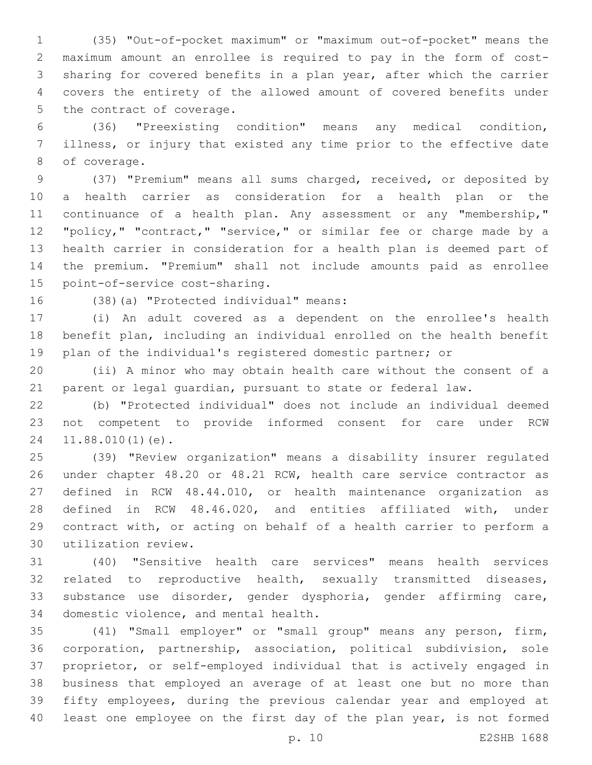(35) "Out-of-pocket maximum" or "maximum out-of-pocket" means the maximum amount an enrollee is required to pay in the form of cost-sharing for covered benefits in a plan year, after which the carrier covers the entirety of the allowed amount of covered benefits under the contract of coverage.

(36) "Preexisting condition" means any medical condition, illness, or injury that existed any time prior to the effective date of coverage.

(37) "Premium" means all sums charged, received, or deposited by a health carrier as consideration for a health plan or the continuance of a health plan. Any assessment or any "membership," "policy," "contract," "service," or similar fee or charge made by a health carrier in consideration for a health plan is deemed part of the premium. "Premium" shall not include amounts paid as enrollee point-of-service cost-sharing.

(38)(a) "Protected individual" means:

(i) An adult covered as a dependent on the enrollee's health benefit plan, including an individual enrolled on the health benefit plan of the individual's registered domestic partner; or

(ii) A minor who may obtain health care without the consent of a parent or legal guardian, pursuant to state or federal law.

(b) "Protected individual" does not include an individual deemed not competent to provide informed consent for care under RCW 11.88.010(1)(e).

(39) "Review organization" means a disability insurer regulated under chapter 48.20 or 48.21 RCW, health care service contractor as defined in RCW 48.44.010, or health maintenance organization as defined in RCW 48.46.020, and entities affiliated with, under contract with, or acting on behalf of a health carrier to perform a utilization review.

(40) "Sensitive health care services" means health services related to reproductive health, sexually transmitted diseases, substance use disorder, gender dysphoria, gender affirming care, domestic violence, and mental health.

(41) "Small employer" or "small group" means any person, firm, corporation, partnership, association, political subdivision, sole proprietor, or self-employed individual that is actively engaged in business that employed an average of at least one but no more than fifty employees, during the previous calendar year and employed at least one employee on the first day of the plan year, is not formed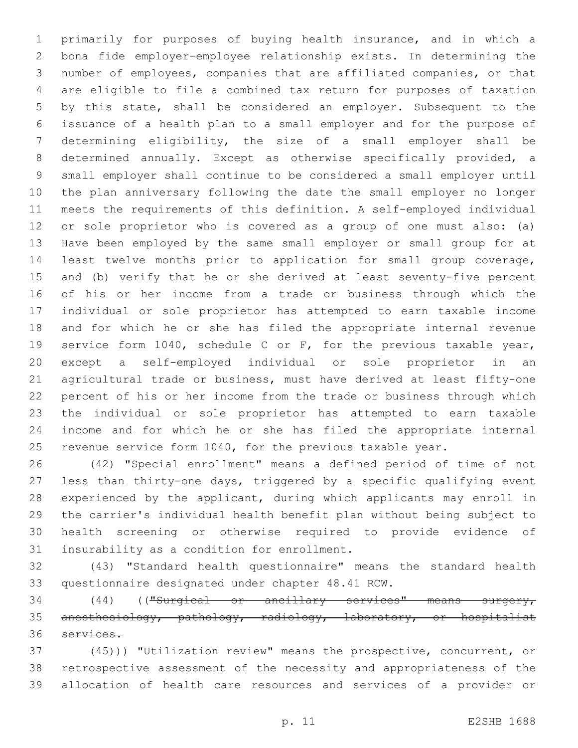primarily for purposes of buying health insurance, and in which a bona fide employer-employee relationship exists. In determining the number of employees, companies that are affiliated companies, or that are eligible to file a combined tax return for purposes of taxation by this state, shall be considered an employer. Subsequent to the issuance of a health plan to a small employer and for the purpose of determining eligibility, the size of a small employer shall be determined annually. Except as otherwise specifically provided, a small employer shall continue to be considered a small employer until the plan anniversary following the date the small employer no longer meets the requirements of this definition. A self-employed individual or sole proprietor who is covered as a group of one must also: (a) Have been employed by the same small employer or small group for at least twelve months prior to application for small group coverage, and (b) verify that he or she derived at least seventy-five percent of his or her income from a trade or business through which the individual or sole proprietor has attempted to earn taxable income and for which he or she has filed the appropriate internal revenue service form 1040, schedule C or F, for the previous taxable year, except a self-employed individual or sole proprietor in an agricultural trade or business, must have derived at least fifty-one percent of his or her income from the trade or business through which the individual or sole proprietor has attempted to earn taxable income and for which he or she has filed the appropriate internal revenue service form 1040, for the previous taxable year.

(42) "Special enrollment" means a defined period of time of not less than thirty-one days, triggered by a specific qualifying event experienced by the applicant, during which applicants may enroll in the carrier's individual health benefit plan without being subject to health screening or otherwise required to provide evidence of insurability as a condition for enrollment.

(43) "Standard health questionnaire" means the standard health questionnaire designated under chapter 48.41 RCW.

(44) ((~~"Surgical or ancillary services" means surgery, anesthesiology, pathology, radiology, laboratory, or hospitalist services.~~

~~(45)~~)) "Utilization review" means the prospective, concurrent, or retrospective assessment of the necessity and appropriateness of the allocation of health care resources and services of a provider or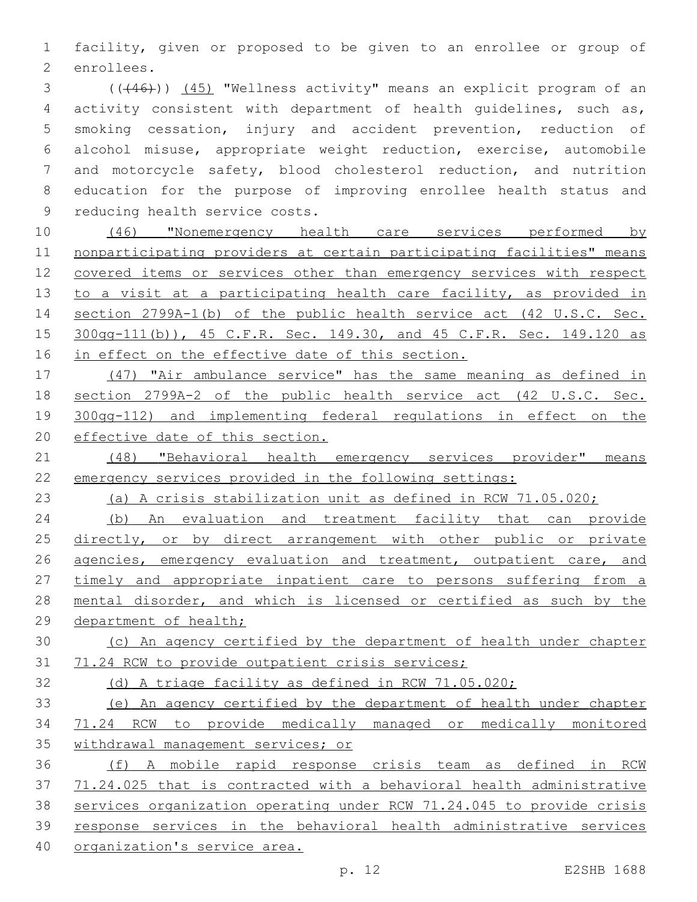facility, given or proposed to be given to an enrollee or group of enrollees.

(((46))) (45) "Wellness activity" means an explicit program of an activity consistent with department of health guidelines, such as, smoking cessation, injury and accident prevention, reduction of alcohol misuse, appropriate weight reduction, exercise, automobile and motorcycle safety, blood cholesterol reduction, and nutrition education for the purpose of improving enrollee health status and reducing health service costs.

(46) "Nonemergency health care services performed by nonparticipating providers at certain participating facilities" means covered items or services other than emergency services with respect to a visit at a participating health care facility, as provided in section 2799A-1(b) of the public health service act (42 U.S.C. Sec. 300gg-111(b)), 45 C.F.R. Sec. 149.30, and 45 C.F.R. Sec. 149.120 as in effect on the effective date of this section.

(47) "Air ambulance service" has the same meaning as defined in section 2799A-2 of the public health service act (42 U.S.C. Sec. 300gg-112) and implementing federal regulations in effect on the effective date of this section.

(48) "Behavioral health emergency services provider" means emergency services provided in the following settings:

(a) A crisis stabilization unit as defined in RCW 71.05.020;

(b) An evaluation and treatment facility that can provide directly, or by direct arrangement with other public or private agencies, emergency evaluation and treatment, outpatient care, and timely and appropriate inpatient care to persons suffering from a mental disorder, and which is licensed or certified as such by the department of health;

(c) An agency certified by the department of health under chapter 71.24 RCW to provide outpatient crisis services;

(d) A triage facility as defined in RCW 71.05.020;

(e) An agency certified by the department of health under chapter 71.24 RCW to provide medically managed or medically monitored withdrawal management services; or

(f) A mobile rapid response crisis team as defined in RCW 71.24.025 that is contracted with a behavioral health administrative services organization operating under RCW 71.24.045 to provide crisis response services in the behavioral health administrative services organization's service area.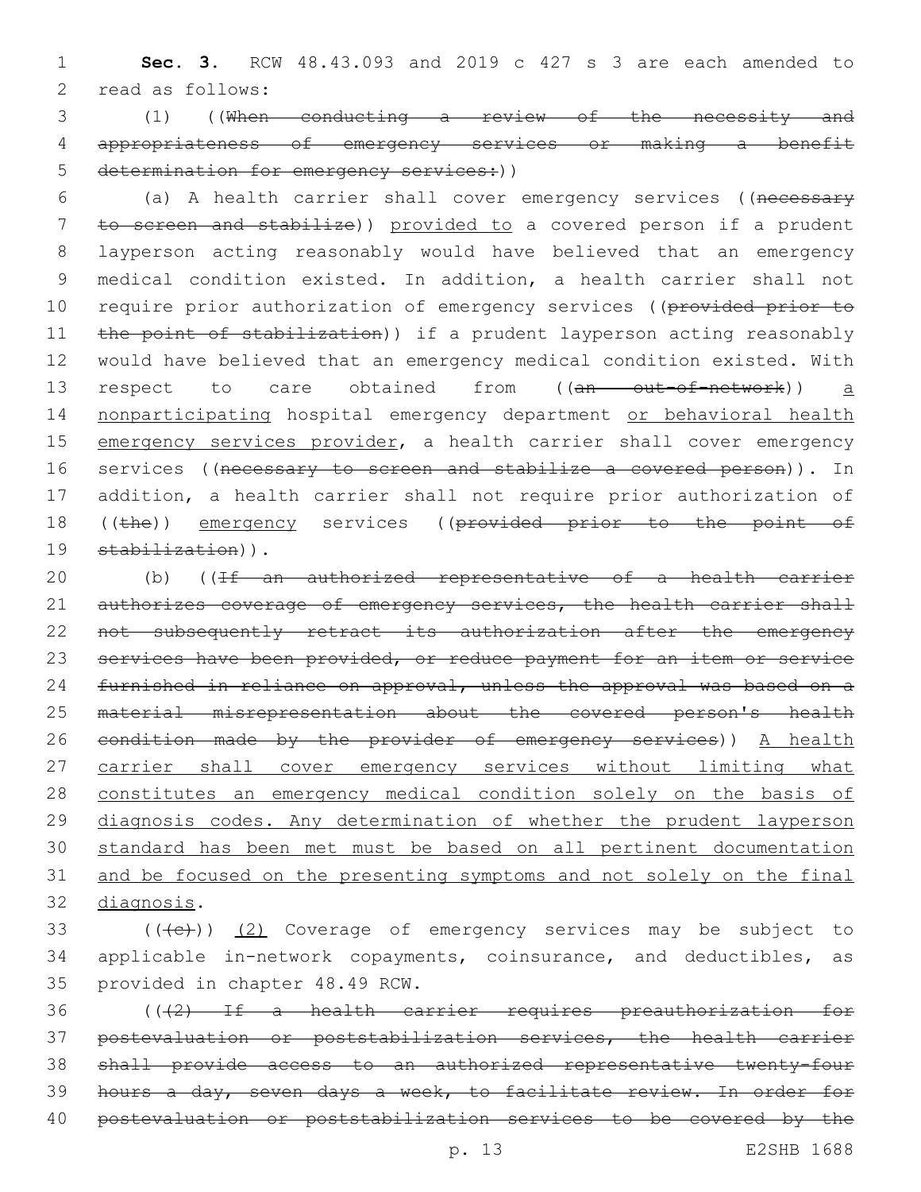**Sec. 3.** RCW 48.43.093 and 2019 c 427 s 3 are each amended to read as follows:

(1) ((~~When conducting a review of the necessity and appropriateness of emergency services or making a benefit determination for emergency services:~~))

(a) A health carrier shall cover emergency services ((~~necessary to screen and stabilize~~)) provided to a covered person if a prudent layperson acting reasonably would have believed that an emergency medical condition existed. In addition, a health carrier shall not require prior authorization of emergency services ((~~provided prior to the point of stabilization~~)) if a prudent layperson acting reasonably would have believed that an emergency medical condition existed. With respect to care obtained from ((~~an out-of-network~~)) a nonparticipating hospital emergency department or behavioral health emergency services provider, a health carrier shall cover emergency services ((~~necessary to screen and stabilize a covered person~~)). In addition, a health carrier shall not require prior authorization of ((~~the~~)) emergency services ((~~provided prior to the point of stabilization~~)).

(b) ((~~If an authorized representative of a health carrier authorizes coverage of emergency services, the health carrier shall not subsequently retract its authorization after the emergency services have been provided, or reduce payment for an item or service furnished in reliance on approval, unless the approval was based on a material misrepresentation about the covered person's health condition made by the provider of emergency services~~)) A health carrier shall cover emergency services without limiting what constitutes an emergency medical condition solely on the basis of diagnosis codes. Any determination of whether the prudent layperson standard has been met must be based on all pertinent documentation and be focused on the presenting symptoms and not solely on the final diagnosis.

((~~(c)~~)) (2) Coverage of emergency services may be subject to applicable in-network copayments, coinsurance, and deductibles, as provided in chapter 48.49 RCW.

((~~(2) If a health carrier requires preauthorization for postevaluation or poststabilization services, the health carrier shall provide access to an authorized representative twenty-four hours a day, seven days a week, to facilitate review. In order for postevaluation or poststabilization services to be covered by the~~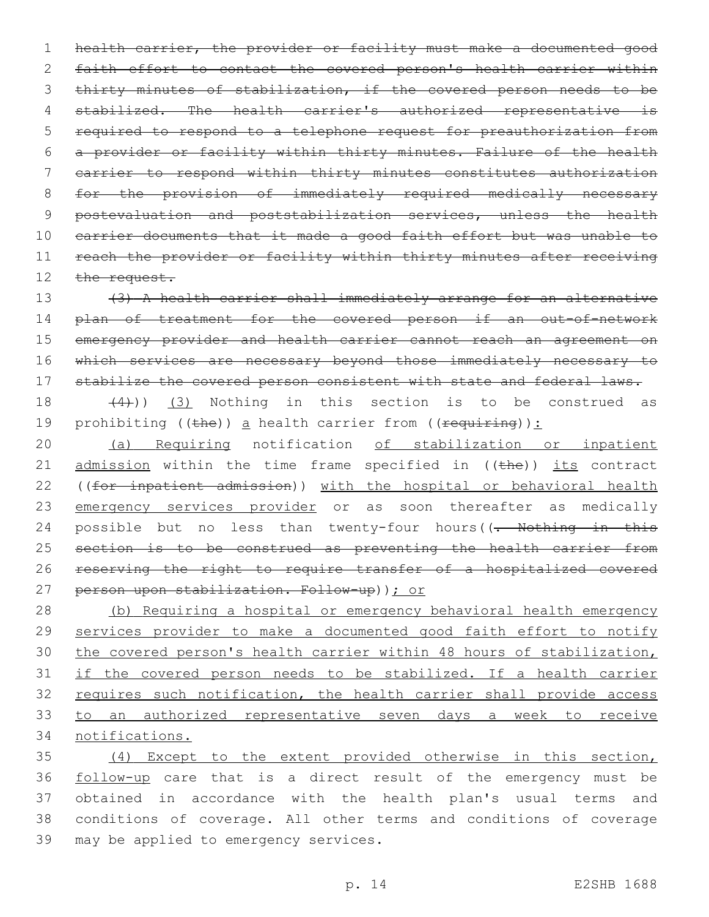~~health carrier, the provider or facility must make a documented good faith effort to contact the covered person's health carrier within thirty minutes of stabilization, if the covered person needs to be stabilized. The health carrier's authorized representative is required to respond to a telephone request for preauthorization from a provider or facility within thirty minutes. Failure of the health carrier to respond within thirty minutes constitutes authorization for the provision of immediately required medically necessary postevaluation and poststabilization services, unless the health carrier documents that it made a good faith effort but was unable to reach the provider or facility within thirty minutes after receiving the request.~~

~~(3) A health carrier shall immediately arrange for an alternative plan of treatment for the covered person if an out-of-network emergency provider and health carrier cannot reach an agreement on which services are necessary beyond those immediately necessary to stabilize the covered person consistent with state and federal laws.~~

~~(4)~~)) (3) Nothing in this section is to be construed as prohibiting ((~~the~~)) a health carrier from ((~~requiring~~)):

(a) Requiring notification of stabilization or inpatient admission within the time frame specified in ((~~the~~)) its contract ((~~for inpatient admission~~)) with the hospital or behavioral health emergency services provider or as soon thereafter as medically possible but no less than twenty-four hours((~~. Nothing in this section is to be construed as preventing the health carrier from reserving the right to require transfer of a hospitalized covered person upon stabilization. Follow-up~~)); or

(b) Requiring a hospital or emergency behavioral health emergency services provider to make a documented good faith effort to notify the covered person's health carrier within 48 hours of stabilization, if the covered person needs to be stabilized. If a health carrier requires such notification, the health carrier shall provide access to an authorized representative seven days a week to receive notifications.

(4) Except to the extent provided otherwise in this section, follow-up care that is a direct result of the emergency must be obtained in accordance with the health plan's usual terms and conditions of coverage. All other terms and conditions of coverage may be applied to emergency services.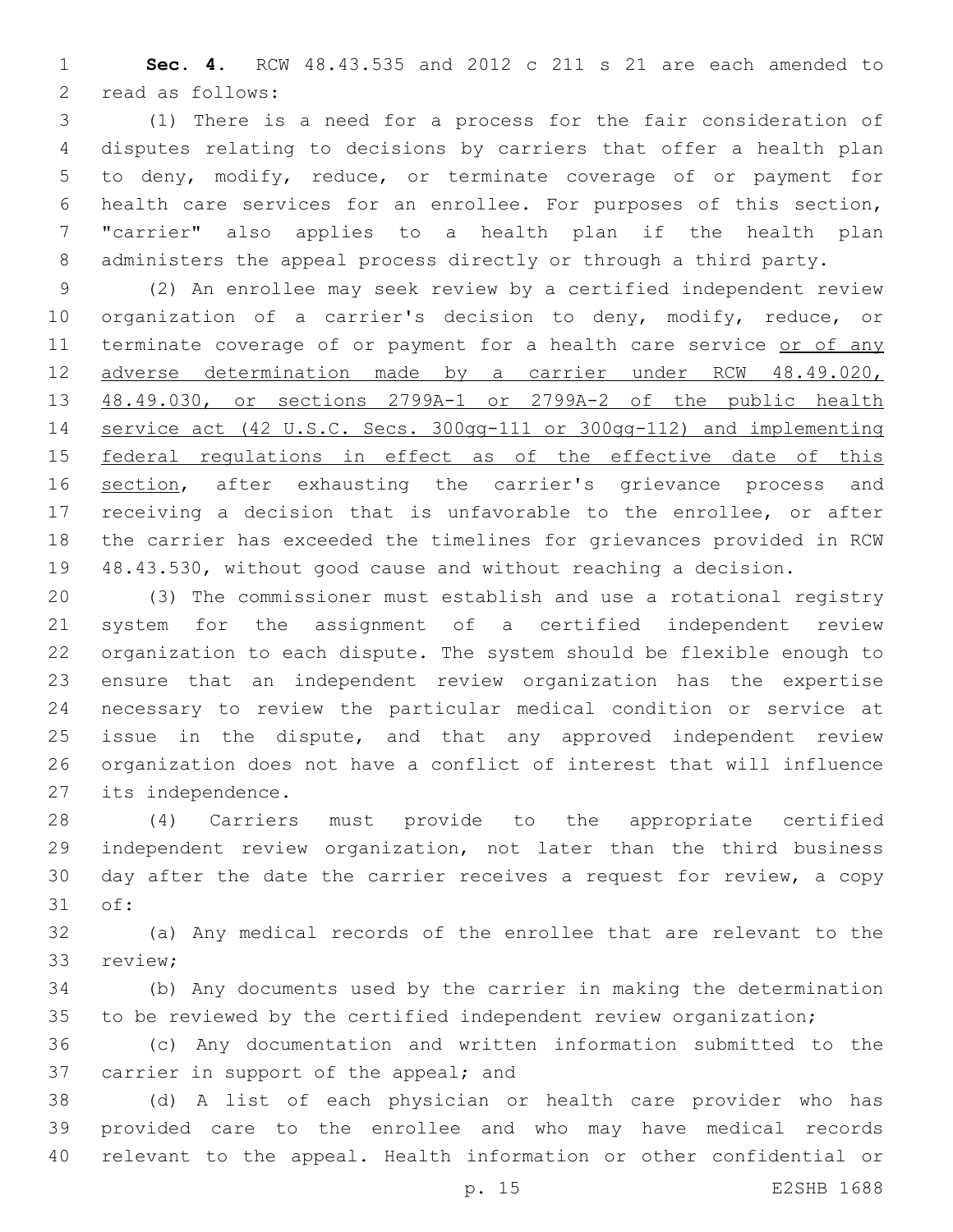**Sec. 4.** RCW 48.43.535 and 2012 c 211 s 21 are each amended to read as follows:

(1) There is a need for a process for the fair consideration of disputes relating to decisions by carriers that offer a health plan to deny, modify, reduce, or terminate coverage of or payment for health care services for an enrollee. For purposes of this section, "carrier" also applies to a health plan if the health plan administers the appeal process directly or through a third party.

(2) An enrollee may seek review by a certified independent review organization of a carrier's decision to deny, modify, reduce, or terminate coverage of or payment for a health care service <u>or of any adverse determination made by a carrier under RCW 48.49.020, 48.49.030, or sections 2799A-1 or 2799A-2 of the public health service act (42 U.S.C. Secs. 300gg-111 or 300gg-112) and implementing federal regulations in effect as of the effective date of this section</u>, after exhausting the carrier's grievance process and receiving a decision that is unfavorable to the enrollee, or after the carrier has exceeded the timelines for grievances provided in RCW 48.43.530, without good cause and without reaching a decision.

(3) The commissioner must establish and use a rotational registry system for the assignment of a certified independent review organization to each dispute. The system should be flexible enough to ensure that an independent review organization has the expertise necessary to review the particular medical condition or service at issue in the dispute, and that any approved independent review organization does not have a conflict of interest that will influence its independence.

(4) Carriers must provide to the appropriate certified independent review organization, not later than the third business day after the date the carrier receives a request for review, a copy of:

(a) Any medical records of the enrollee that are relevant to the review;

(b) Any documents used by the carrier in making the determination to be reviewed by the certified independent review organization;

(c) Any documentation and written information submitted to the carrier in support of the appeal; and

(d) A list of each physician or health care provider who has provided care to the enrollee and who may have medical records relevant to the appeal. Health information or other confidential or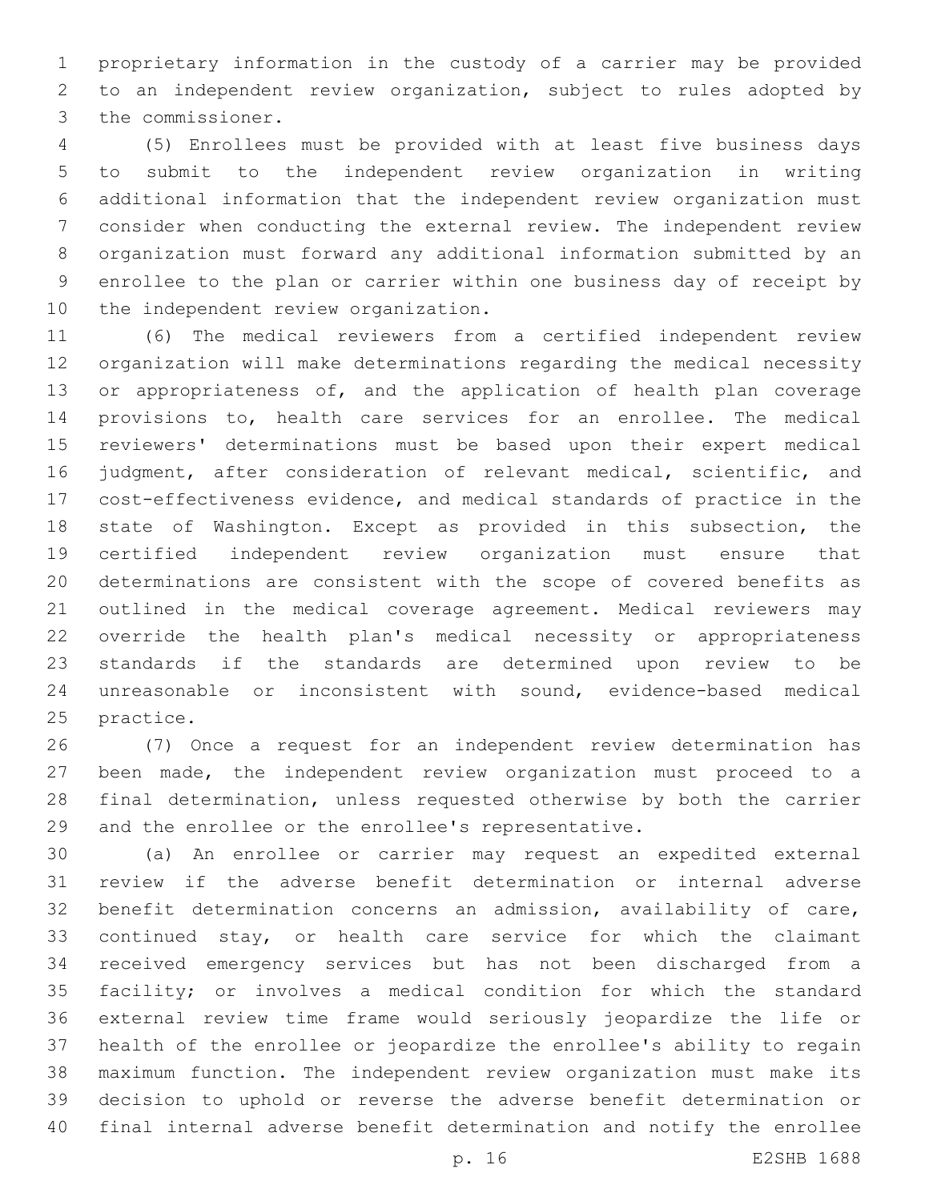proprietary information in the custody of a carrier may be provided to an independent review organization, subject to rules adopted by the commissioner.

(5) Enrollees must be provided with at least five business days to submit to the independent review organization in writing additional information that the independent review organization must consider when conducting the external review. The independent review organization must forward any additional information submitted by an enrollee to the plan or carrier within one business day of receipt by the independent review organization.

(6) The medical reviewers from a certified independent review organization will make determinations regarding the medical necessity or appropriateness of, and the application of health plan coverage provisions to, health care services for an enrollee. The medical reviewers' determinations must be based upon their expert medical judgment, after consideration of relevant medical, scientific, and cost-effectiveness evidence, and medical standards of practice in the state of Washington. Except as provided in this subsection, the certified independent review organization must ensure that determinations are consistent with the scope of covered benefits as outlined in the medical coverage agreement. Medical reviewers may override the health plan's medical necessity or appropriateness standards if the standards are determined upon review to be unreasonable or inconsistent with sound, evidence-based medical practice.

(7) Once a request for an independent review determination has been made, the independent review organization must proceed to a final determination, unless requested otherwise by both the carrier and the enrollee or the enrollee's representative.

(a) An enrollee or carrier may request an expedited external review if the adverse benefit determination or internal adverse benefit determination concerns an admission, availability of care, continued stay, or health care service for which the claimant received emergency services but has not been discharged from a facility; or involves a medical condition for which the standard external review time frame would seriously jeopardize the life or health of the enrollee or jeopardize the enrollee's ability to regain maximum function. The independent review organization must make its decision to uphold or reverse the adverse benefit determination or final internal adverse benefit determination and notify the enrollee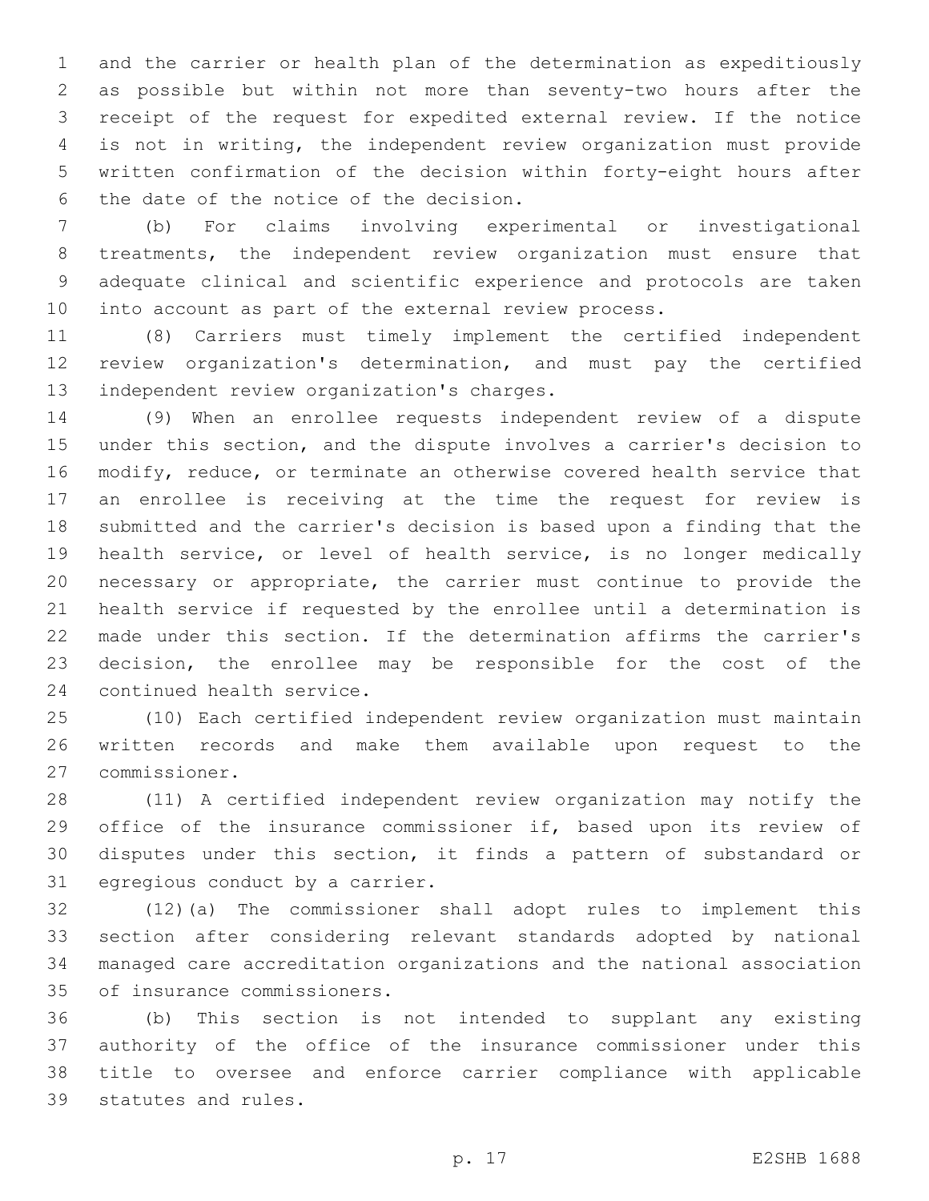and the carrier or health plan of the determination as expeditiously as possible but within not more than seventy-two hours after the receipt of the request for expedited external review. If the notice is not in writing, the independent review organization must provide written confirmation of the decision within forty-eight hours after the date of the notice of the decision.

(b) For claims involving experimental or investigational treatments, the independent review organization must ensure that adequate clinical and scientific experience and protocols are taken into account as part of the external review process.

(8) Carriers must timely implement the certified independent review organization's determination, and must pay the certified independent review organization's charges.

(9) When an enrollee requests independent review of a dispute under this section, and the dispute involves a carrier's decision to modify, reduce, or terminate an otherwise covered health service that an enrollee is receiving at the time the request for review is submitted and the carrier's decision is based upon a finding that the health service, or level of health service, is no longer medically necessary or appropriate, the carrier must continue to provide the health service if requested by the enrollee until a determination is made under this section. If the determination affirms the carrier's decision, the enrollee may be responsible for the cost of the continued health service.

(10) Each certified independent review organization must maintain written records and make them available upon request to the commissioner.

(11) A certified independent review organization may notify the office of the insurance commissioner if, based upon its review of disputes under this section, it finds a pattern of substandard or egregious conduct by a carrier.

(12)(a) The commissioner shall adopt rules to implement this section after considering relevant standards adopted by national managed care accreditation organizations and the national association of insurance commissioners.

(b) This section is not intended to supplant any existing authority of the office of the insurance commissioner under this title to oversee and enforce carrier compliance with applicable statutes and rules.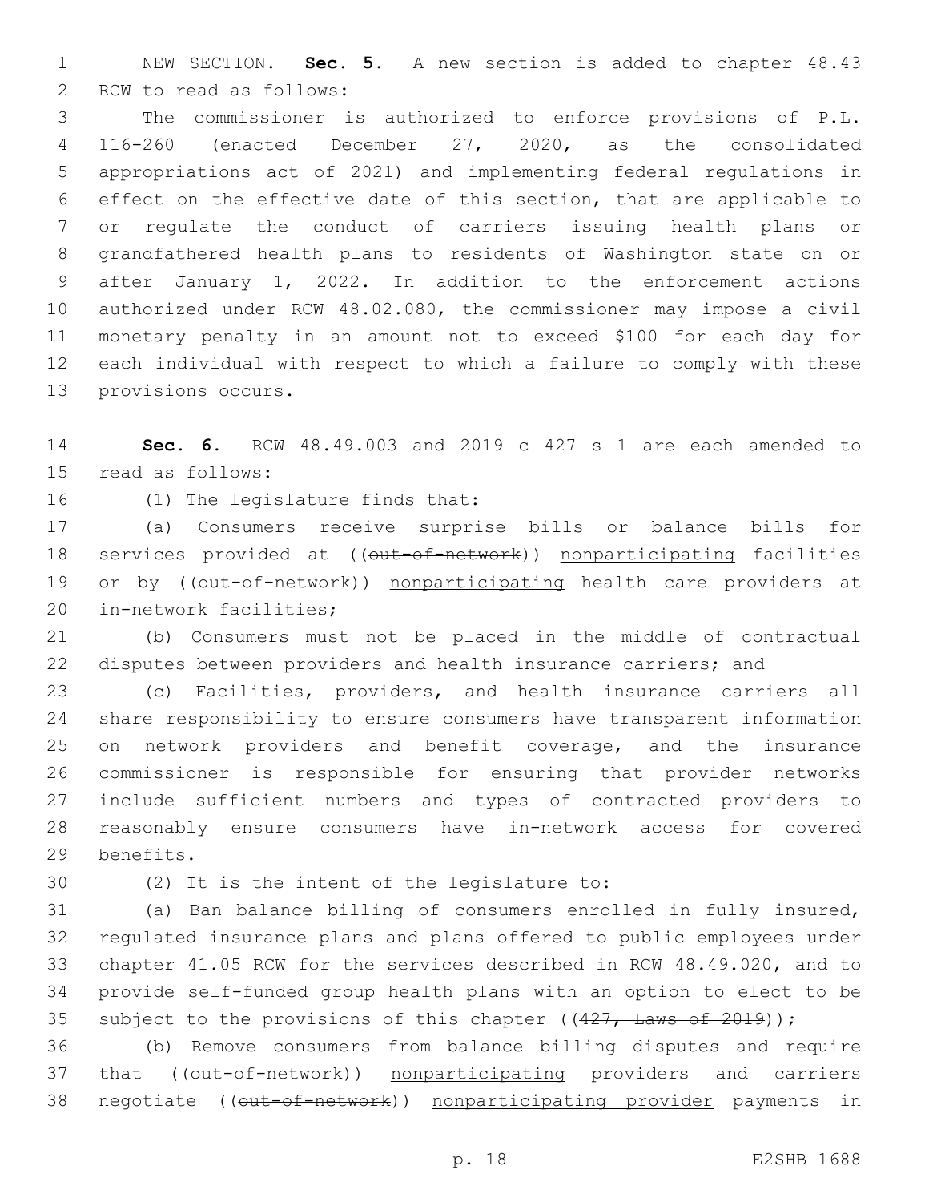NEW SECTION. **Sec. 5.** A new section is added to chapter 48.43 RCW to read as follows:

The commissioner is authorized to enforce provisions of P.L. 116-260 (enacted December 27, 2020, as the consolidated appropriations act of 2021) and implementing federal regulations in effect on the effective date of this section, that are applicable to or regulate the conduct of carriers issuing health plans or grandfathered health plans to residents of Washington state on or after January 1, 2022. In addition to the enforcement actions authorized under RCW 48.02.080, the commissioner may impose a civil monetary penalty in an amount not to exceed $100 for each day for each individual with respect to which a failure to comply with these provisions occurs.

**Sec. 6.** RCW 48.49.003 and 2019 c 427 s 1 are each amended to read as follows:

(1) The legislature finds that:

(a) Consumers receive surprise bills or balance bills for services provided at ((~~out-of-network~~)) nonparticipating facilities or by ((~~out-of-network~~)) nonparticipating health care providers at in-network facilities;

(b) Consumers must not be placed in the middle of contractual disputes between providers and health insurance carriers; and

(c) Facilities, providers, and health insurance carriers all share responsibility to ensure consumers have transparent information on network providers and benefit coverage, and the insurance commissioner is responsible for ensuring that provider networks include sufficient numbers and types of contracted providers to reasonably ensure consumers have in-network access for covered benefits.

(2) It is the intent of the legislature to:

(a) Ban balance billing of consumers enrolled in fully insured, regulated insurance plans and plans offered to public employees under chapter 41.05 RCW for the services described in RCW 48.49.020, and to provide self-funded group health plans with an option to elect to be subject to the provisions of this chapter ((~~427, Laws of 2019~~));

(b) Remove consumers from balance billing disputes and require that ((~~out-of-network~~)) nonparticipating providers and carriers negotiate ((~~out-of-network~~)) nonparticipating provider payments in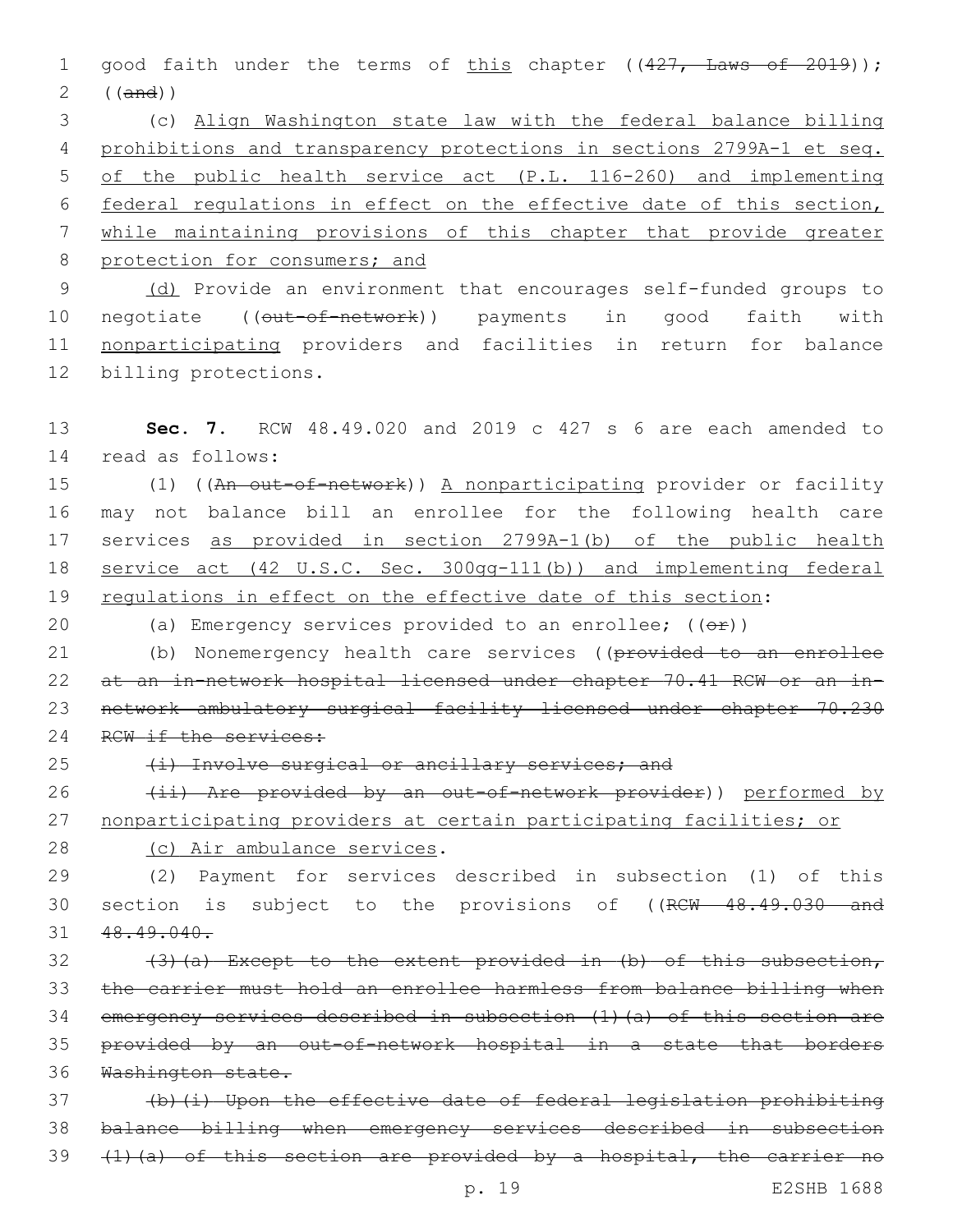good faith under the terms of <u>this</u> chapter ((~~427, Laws of 2019~~)); ((~~and~~))

(c) <u>Align Washington state law with the federal balance billing prohibitions and transparency protections in sections 2799A-1 et seq. of the public health service act (P.L. 116-260) and implementing federal regulations in effect on the effective date of this section, while maintaining provisions of this chapter that provide greater protection for consumers; and</u>

<u>(d)</u> Provide an environment that encourages self-funded groups to negotiate ((~~out-of-network~~)) payments in good faith with <u>nonparticipating</u> providers and facilities in return for balance billing protections.

**Sec. 7.** RCW 48.49.020 and 2019 c 427 s 6 are each amended to read as follows:

(1) ((~~An out-of-network~~)) <u>A nonparticipating</u> provider or facility may not balance bill an enrollee for the following health care services <u>as provided in section 2799A-1(b) of the public health service act (42 U.S.C. Sec. 300gg-111(b)) and implementing federal regulations in effect on the effective date of this section</u>:

(a) Emergency services provided to an enrollee; ((~~or~~))

(b) Nonemergency health care services ((~~provided to an enrollee at an in-network hospital licensed under chapter 70.41 RCW or an in-network ambulatory surgical facility licensed under chapter 70.230 RCW if the services:~~

~~(i) Involve surgical or ancillary services; and~~

~~(ii) Are provided by an out-of-network provider~~)) <u>performed by nonparticipating providers at certain participating facilities; or</u>

<u>(c) Air ambulance services</u>.

(2) Payment for services described in subsection (1) of this section is subject to the provisions of ((~~RCW 48.49.030 and 48.49.040.~~

~~(3)(a) Except to the extent provided in (b) of this subsection, the carrier must hold an enrollee harmless from balance billing when emergency services described in subsection (1)(a) of this section are provided by an out-of-network hospital in a state that borders Washington state.~~

~~(b)(i) Upon the effective date of federal legislation prohibiting balance billing when emergency services described in subsection (1)(a) of this section are provided by a hospital, the carrier no~~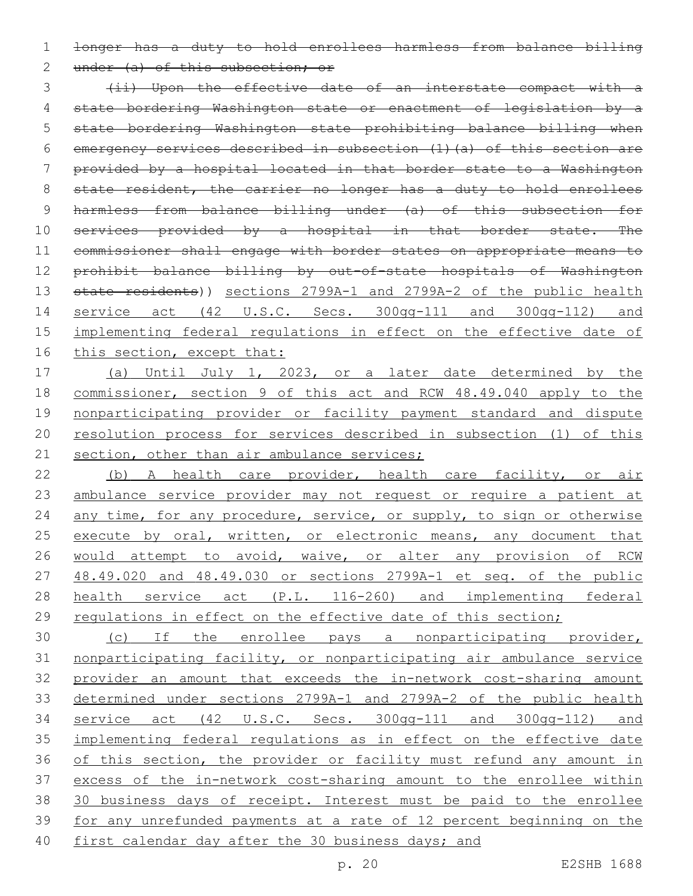~~longer has a duty to hold enrollees harmless from balance billing under (a) of this subsection; or~~

~~(ii) Upon the effective date of an interstate compact with a state bordering Washington state or enactment of legislation by a state bordering Washington state prohibiting balance billing when emergency services described in subsection (1)(a) of this section are provided by a hospital located in that border state to a Washington state resident, the carrier no longer has a duty to hold enrollees harmless from balance billing under (a) of this subsection for services provided by a hospital in that border state. The commissioner shall engage with border states on appropriate means to prohibit balance billing by out-of-state hospitals of Washington state residents~~)) <u>sections 2799A-1 and 2799A-2 of the public health service act (42 U.S.C. Secs. 300gg-111 and 300gg-112) and implementing federal regulations in effect on the effective date of this section, except that:</u>

<u>(a) Until July 1, 2023, or a later date determined by the commissioner, section 9 of this act and RCW 48.49.040 apply to the nonparticipating provider or facility payment standard and dispute resolution process for services described in subsection (1) of this section, other than air ambulance services;</u>

<u>(b) A health care provider, health care facility, or air ambulance service provider may not request or require a patient at any time, for any procedure, service, or supply, to sign or otherwise execute by oral, written, or electronic means, any document that would attempt to avoid, waive, or alter any provision of RCW 48.49.020 and 48.49.030 or sections 2799A-1 et seq. of the public health service act (P.L. 116-260) and implementing federal regulations in effect on the effective date of this section;</u>

<u>(c) If the enrollee pays a nonparticipating provider, nonparticipating facility, or nonparticipating air ambulance service provider an amount that exceeds the in-network cost-sharing amount determined under sections 2799A-1 and 2799A-2 of the public health service act (42 U.S.C. Secs. 300gg-111 and 300gg-112) and implementing federal regulations as in effect on the effective date of this section, the provider or facility must refund any amount in excess of the in-network cost-sharing amount to the enrollee within 30 business days of receipt. Interest must be paid to the enrollee for any unrefunded payments at a rate of 12 percent beginning on the first calendar day after the 30 business days; and</u>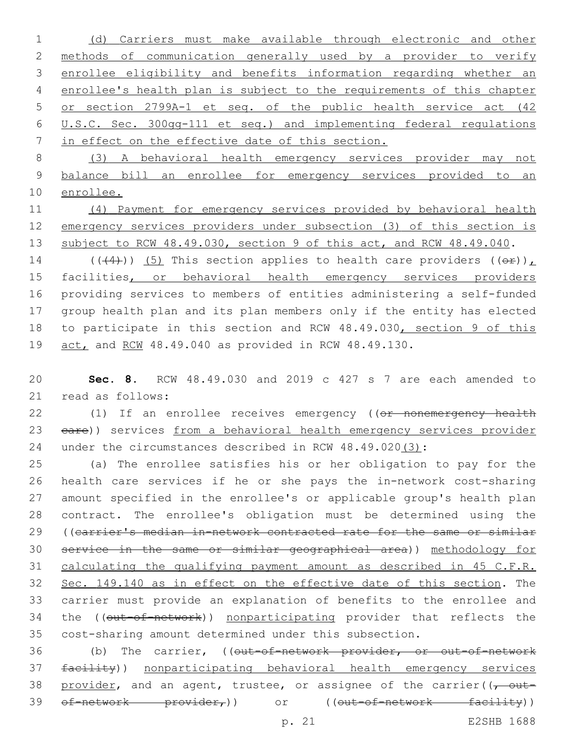(d) Carriers must make available through electronic and other methods of communication generally used by a provider to verify enrollee eligibility and benefits information regarding whether an enrollee's health plan is subject to the requirements of this chapter or section 2799A-1 et seq. of the public health service act (42 U.S.C. Sec. 300gg-111 et seq.) and implementing federal regulations in effect on the effective date of this section.

(3) A behavioral health emergency services provider may not balance bill an enrollee for emergency services provided to an enrollee.

(4) Payment for emergency services provided by behavioral health emergency services providers under subsection (3) of this section is subject to RCW 48.49.030, section 9 of this act, and RCW 48.49.040.

(((4))) (5) This section applies to health care providers ((or)), facilities, or behavioral health emergency services providers providing services to members of entities administering a self-funded group health plan and its plan members only if the entity has elected to participate in this section and RCW 48.49.030, section 9 of this act, and RCW 48.49.040 as provided in RCW 48.49.130.

**Sec. 8.** RCW 48.49.030 and 2019 c 427 s 7 are each amended to read as follows:

(1) If an enrollee receives emergency ((or nonemergency health care)) services from a behavioral health emergency services provider under the circumstances described in RCW 48.49.020(3):

(a) The enrollee satisfies his or her obligation to pay for the health care services if he or she pays the in-network cost-sharing amount specified in the enrollee's or applicable group's health plan contract. The enrollee's obligation must be determined using the ((carrier's median in-network contracted rate for the same or similar service in the same or similar geographical area)) methodology for calculating the qualifying payment amount as described in 45 C.F.R. Sec. 149.140 as in effect on the effective date of this section. The carrier must provide an explanation of benefits to the enrollee and the ((out-of-network)) nonparticipating provider that reflects the cost-sharing amount determined under this subsection.

(b) The carrier, ((out-of-network provider, or out-of-network facility)) nonparticipating behavioral health emergency services provider, and an agent, trustee, or assignee of the carrier((, out-of-network provider,)) or ((out-of-network facility))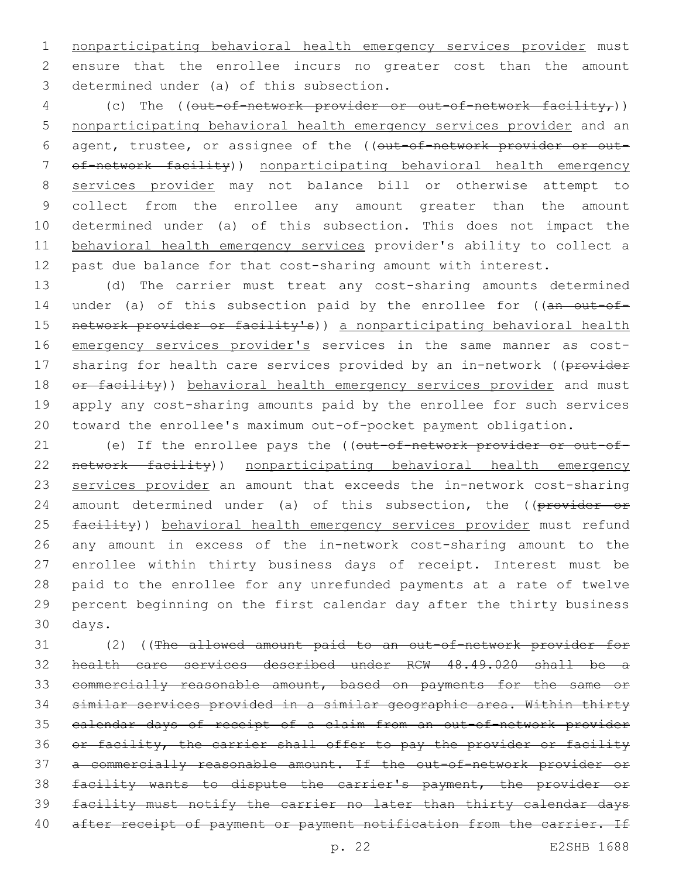nonparticipating behavioral health emergency services provider must ensure that the enrollee incurs no greater cost than the amount determined under (a) of this subsection.

(c) The ((~~out-of-network provider or out-of-network facility,~~)) nonparticipating behavioral health emergency services provider and an agent, trustee, or assignee of the ((~~out-of-network provider or out-of-network facility~~)) nonparticipating behavioral health emergency services provider may not balance bill or otherwise attempt to collect from the enrollee any amount greater than the amount determined under (a) of this subsection. This does not impact the behavioral health emergency services provider's ability to collect a past due balance for that cost-sharing amount with interest.

(d) The carrier must treat any cost-sharing amounts determined under (a) of this subsection paid by the enrollee for ((~~an out-of-network provider or facility's~~)) a nonparticipating behavioral health emergency services provider's services in the same manner as cost-sharing for health care services provided by an in-network ((~~provider or facility~~)) behavioral health emergency services provider and must apply any cost-sharing amounts paid by the enrollee for such services toward the enrollee's maximum out-of-pocket payment obligation.

(e) If the enrollee pays the ((~~out-of-network provider or out-of-network facility~~)) nonparticipating behavioral health emergency services provider an amount that exceeds the in-network cost-sharing amount determined under (a) of this subsection, the ((~~provider or facility~~)) behavioral health emergency services provider must refund any amount in excess of the in-network cost-sharing amount to the enrollee within thirty business days of receipt. Interest must be paid to the enrollee for any unrefunded payments at a rate of twelve percent beginning on the first calendar day after the thirty business days.

(2) ((~~The allowed amount paid to an out-of-network provider for health care services described under RCW 48.49.020 shall be a commercially reasonable amount, based on payments for the same or similar services provided in a similar geographic area. Within thirty calendar days of receipt of a claim from an out-of-network provider or facility, the carrier shall offer to pay the provider or facility a commercially reasonable amount. If the out-of-network provider or facility wants to dispute the carrier's payment, the provider or facility must notify the carrier no later than thirty calendar days after receipt of payment or payment notification from the carrier. If~~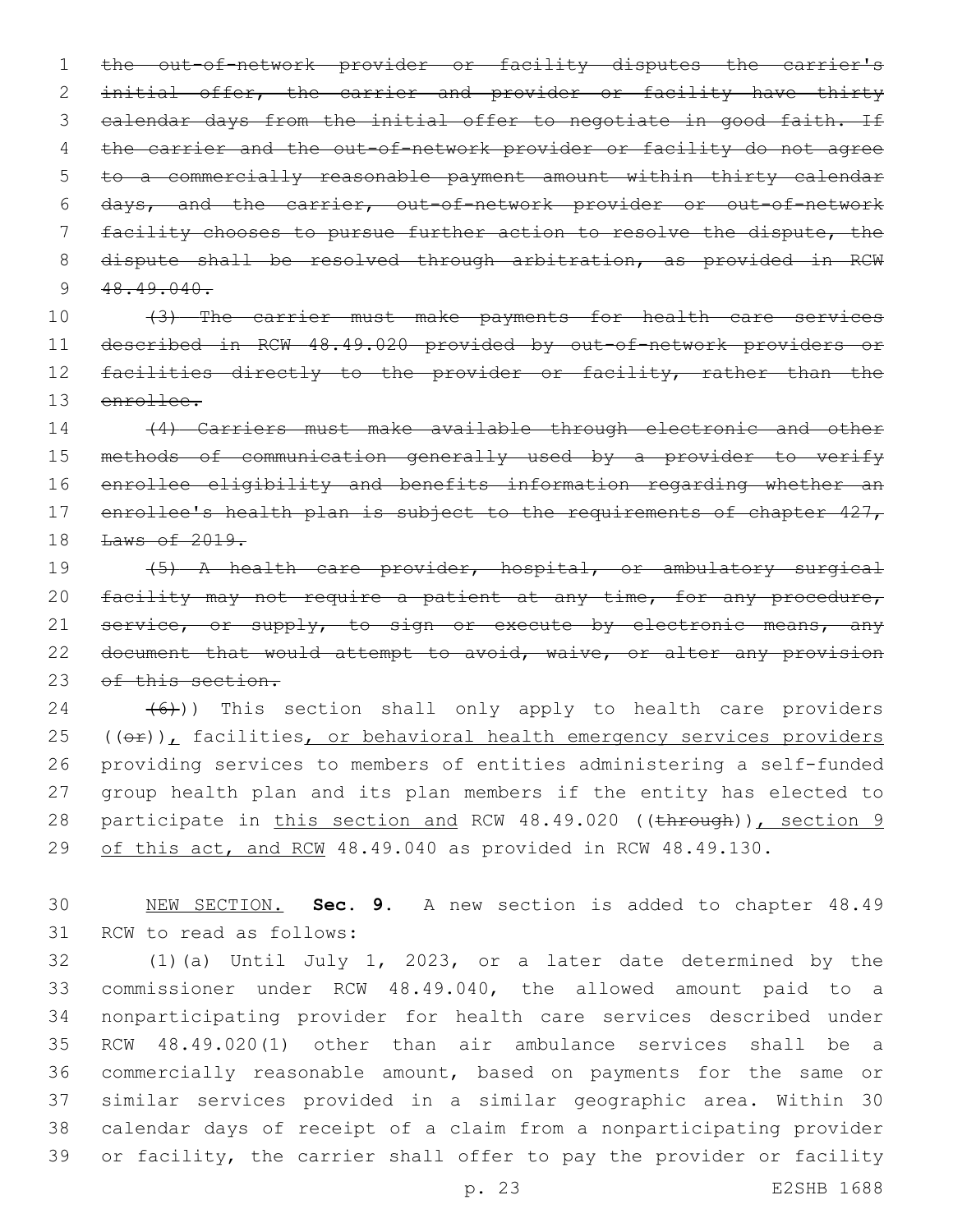~~the out-of-network provider or facility disputes the carrier's initial offer, the carrier and provider or facility have thirty calendar days from the initial offer to negotiate in good faith. If the carrier and the out-of-network provider or facility do not agree to a commercially reasonable payment amount within thirty calendar days, and the carrier, out-of-network provider or out-of-network facility chooses to pursue further action to resolve the dispute, the dispute shall be resolved through arbitration, as provided in RCW 48.49.040.~~

~~(3) The carrier must make payments for health care services described in RCW 48.49.020 provided by out-of-network providers or facilities directly to the provider or facility, rather than the enrollee.~~

~~(4) Carriers must make available through electronic and other methods of communication generally used by a provider to verify enrollee eligibility and benefits information regarding whether an enrollee's health plan is subject to the requirements of chapter 427, Laws of 2019.~~

~~(5) A health care provider, hospital, or ambulatory surgical facility may not require a patient at any time, for any procedure, service, or supply, to sign or execute by electronic means, any document that would attempt to avoid, waive, or alter any provision of this section.~~

~~(6)~~)) This section shall only apply to health care providers ((~~or~~))<u>,</u> facilities<u>, or behavioral health emergency services providers</u> providing services to members of entities administering a self-funded group health plan and its plan members if the entity has elected to participate in <u>this section and</u> RCW 48.49.020 ((~~through~~))<u>, section 9 of this act, and RCW</u> 48.49.040 as provided in RCW 48.49.130.

<u>NEW SECTION.</u> **Sec. 9.** A new section is added to chapter 48.49 RCW to read as follows:

(1)(a) Until July 1, 2023, or a later date determined by the commissioner under RCW 48.49.040, the allowed amount paid to a nonparticipating provider for health care services described under RCW 48.49.020(1) other than air ambulance services shall be a commercially reasonable amount, based on payments for the same or similar services provided in a similar geographic area. Within 30 calendar days of receipt of a claim from a nonparticipating provider or facility, the carrier shall offer to pay the provider or facility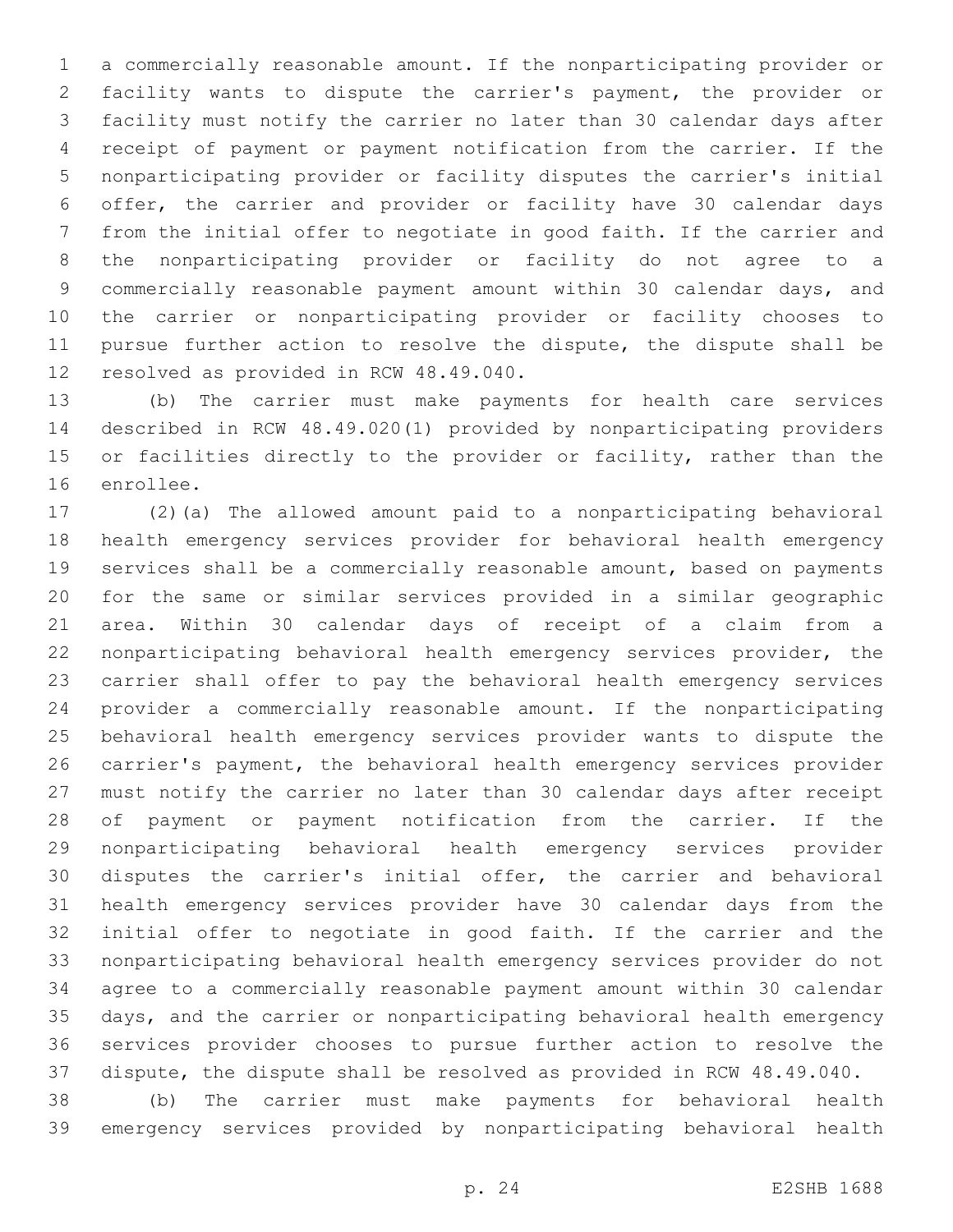a commercially reasonable amount. If the nonparticipating provider or facility wants to dispute the carrier's payment, the provider or facility must notify the carrier no later than 30 calendar days after receipt of payment or payment notification from the carrier. If the nonparticipating provider or facility disputes the carrier's initial offer, the carrier and provider or facility have 30 calendar days from the initial offer to negotiate in good faith. If the carrier and the nonparticipating provider or facility do not agree to a commercially reasonable payment amount within 30 calendar days, and the carrier or nonparticipating provider or facility chooses to pursue further action to resolve the dispute, the dispute shall be resolved as provided in RCW 48.49.040.

(b) The carrier must make payments for health care services described in RCW 48.49.020(1) provided by nonparticipating providers or facilities directly to the provider or facility, rather than the enrollee.

(2)(a) The allowed amount paid to a nonparticipating behavioral health emergency services provider for behavioral health emergency services shall be a commercially reasonable amount, based on payments for the same or similar services provided in a similar geographic area. Within 30 calendar days of receipt of a claim from a nonparticipating behavioral health emergency services provider, the carrier shall offer to pay the behavioral health emergency services provider a commercially reasonable amount. If the nonparticipating behavioral health emergency services provider wants to dispute the carrier's payment, the behavioral health emergency services provider must notify the carrier no later than 30 calendar days after receipt of payment or payment notification from the carrier. If the nonparticipating behavioral health emergency services provider disputes the carrier's initial offer, the carrier and behavioral health emergency services provider have 30 calendar days from the initial offer to negotiate in good faith. If the carrier and the nonparticipating behavioral health emergency services provider do not agree to a commercially reasonable payment amount within 30 calendar days, and the carrier or nonparticipating behavioral health emergency services provider chooses to pursue further action to resolve the dispute, the dispute shall be resolved as provided in RCW 48.49.040.

(b) The carrier must make payments for behavioral health emergency services provided by nonparticipating behavioral health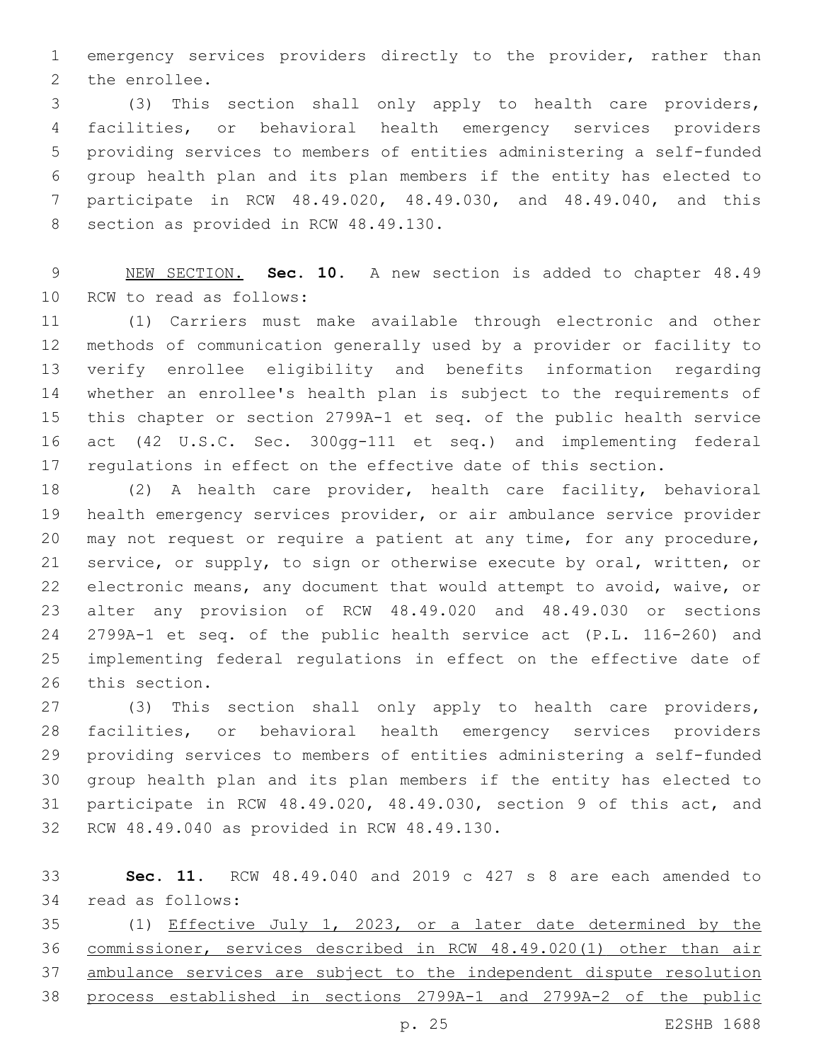emergency services providers directly to the provider, rather than the enrollee.

(3) This section shall only apply to health care providers, facilities, or behavioral health emergency services providers providing services to members of entities administering a self-funded group health plan and its plan members if the entity has elected to participate in RCW 48.49.020, 48.49.030, and 48.49.040, and this section as provided in RCW 48.49.130.

NEW SECTION. **Sec. 10.** A new section is added to chapter 48.49 RCW to read as follows:

(1) Carriers must make available through electronic and other methods of communication generally used by a provider or facility to verify enrollee eligibility and benefits information regarding whether an enrollee's health plan is subject to the requirements of this chapter or section 2799A-1 et seq. of the public health service act (42 U.S.C. Sec. 300gg-111 et seq.) and implementing federal regulations in effect on the effective date of this section.

(2) A health care provider, health care facility, behavioral health emergency services provider, or air ambulance service provider may not request or require a patient at any time, for any procedure, service, or supply, to sign or otherwise execute by oral, written, or electronic means, any document that would attempt to avoid, waive, or alter any provision of RCW 48.49.020 and 48.49.030 or sections 2799A-1 et seq. of the public health service act (P.L. 116-260) and implementing federal regulations in effect on the effective date of this section.

(3) This section shall only apply to health care providers, facilities, or behavioral health emergency services providers providing services to members of entities administering a self-funded group health plan and its plan members if the entity has elected to participate in RCW 48.49.020, 48.49.030, section 9 of this act, and RCW 48.49.040 as provided in RCW 48.49.130.

**Sec. 11.** RCW 48.49.040 and 2019 c 427 s 8 are each amended to read as follows:

(1) Effective July 1, 2023, or a later date determined by the commissioner, services described in RCW 48.49.020(1) other than air ambulance services are subject to the independent dispute resolution process established in sections 2799A-1 and 2799A-2 of the public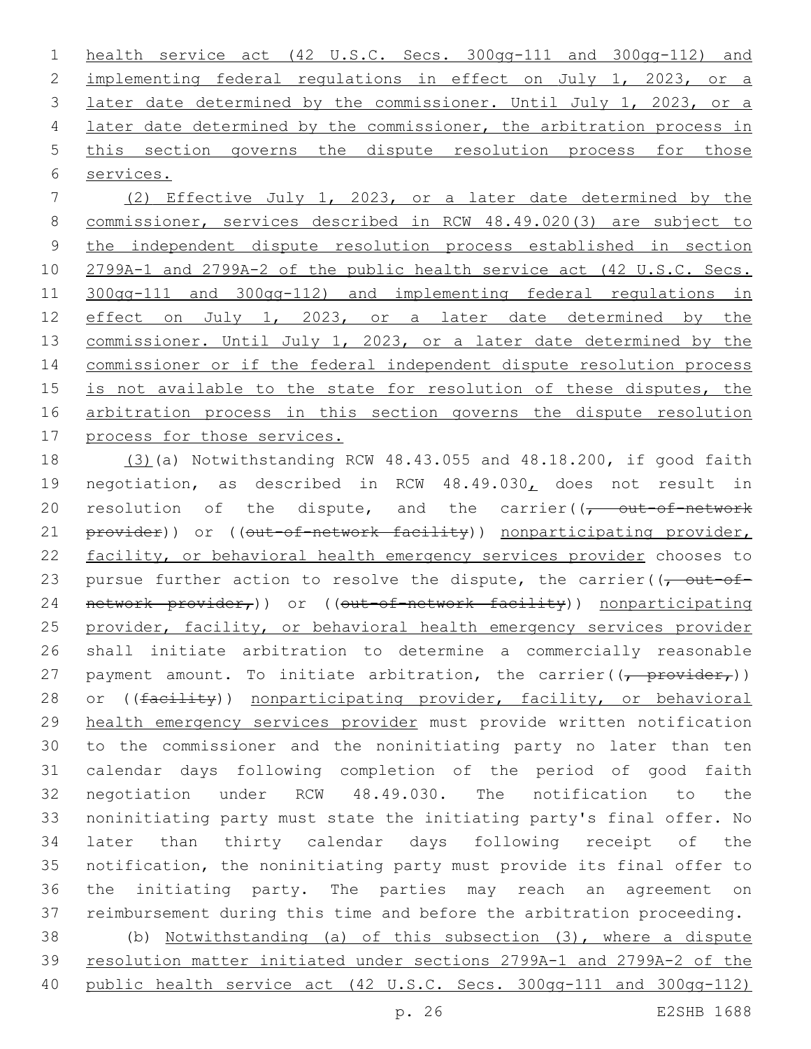health service act (42 U.S.C. Secs. 300gg-111 and 300gg-112) and implementing federal regulations in effect on July 1, 2023, or a later date determined by the commissioner. Until July 1, 2023, or a later date determined by the commissioner, the arbitration process in this section governs the dispute resolution process for those services.

(2) Effective July 1, 2023, or a later date determined by the commissioner, services described in RCW 48.49.020(3) are subject to the independent dispute resolution process established in section 2799A-1 and 2799A-2 of the public health service act (42 U.S.C. Secs. 300gg-111 and 300gg-112) and implementing federal regulations in effect on July 1, 2023, or a later date determined by the commissioner. Until July 1, 2023, or a later date determined by the commissioner or if the federal independent dispute resolution process is not available to the state for resolution of these disputes, the arbitration process in this section governs the dispute resolution process for those services.

(3)(a) Notwithstanding RCW 48.43.055 and 48.18.200, if good faith negotiation, as described in RCW 48.49.030, does not result in resolution of the dispute, and the carrier((, out-of-network provider)) or ((out-of-network facility)) nonparticipating provider, facility, or behavioral health emergency services provider chooses to pursue further action to resolve the dispute, the carrier((, out-of-network provider,)) or ((out-of-network facility)) nonparticipating provider, facility, or behavioral health emergency services provider shall initiate arbitration to determine a commercially reasonable payment amount. To initiate arbitration, the carrier((, provider,)) or ((facility)) nonparticipating provider, facility, or behavioral health emergency services provider must provide written notification to the commissioner and the noninitiating party no later than ten calendar days following completion of the period of good faith negotiation under RCW 48.49.030. The notification to the noninitiating party must state the initiating party's final offer. No later than thirty calendar days following receipt of the notification, the noninitiating party must provide its final offer to the initiating party. The parties may reach an agreement on reimbursement during this time and before the arbitration proceeding.

(b) Notwithstanding (a) of this subsection (3), where a dispute resolution matter initiated under sections 2799A-1 and 2799A-2 of the public health service act (42 U.S.C. Secs. 300gg-111 and 300gg-112)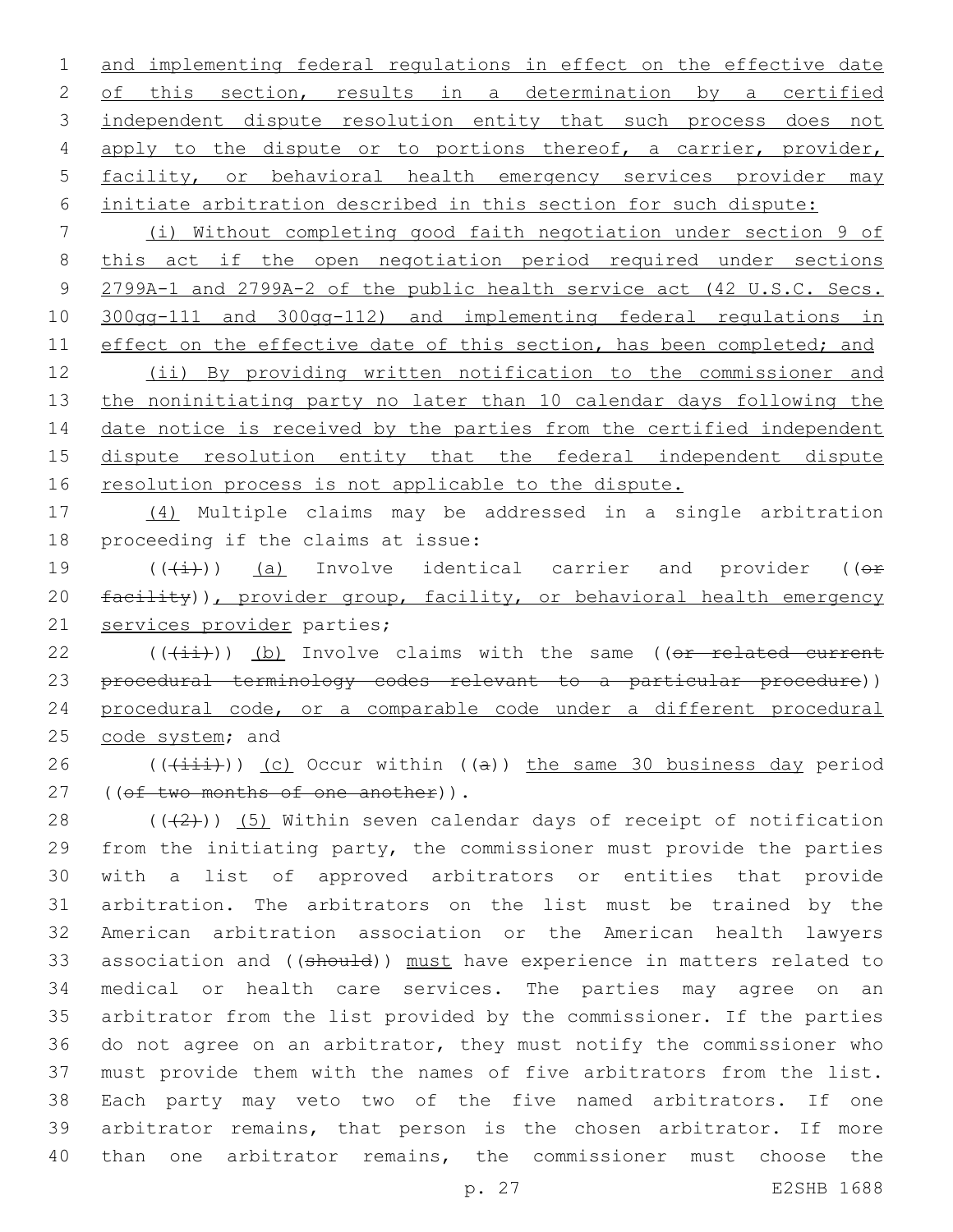and implementing federal regulations in effect on the effective date of this section, results in a determination by a certified independent dispute resolution entity that such process does not apply to the dispute or to portions thereof, a carrier, provider, facility, or behavioral health emergency services provider may initiate arbitration described in this section for such dispute:

(i) Without completing good faith negotiation under section 9 of this act if the open negotiation period required under sections 2799A-1 and 2799A-2 of the public health service act (42 U.S.C. Secs. 300gg-111 and 300gg-112) and implementing federal regulations in effect on the effective date of this section, has been completed; and

(ii) By providing written notification to the commissioner and the noninitiating party no later than 10 calendar days following the date notice is received by the parties from the certified independent dispute resolution entity that the federal independent dispute resolution process is not applicable to the dispute.

(4) Multiple claims may be addressed in a single arbitration proceeding if the claims at issue:

(((i))) (a) Involve identical carrier and provider ((or facility)), provider group, facility, or behavioral health emergency services provider parties;

(((ii))) (b) Involve claims with the same ((or related current procedural terminology codes relevant to a particular procedure)) procedural code, or a comparable code under a different procedural code system; and

(((iii))) (c) Occur within ((a)) the same 30 business day period ((of two months of one another)).

(((2))) (5) Within seven calendar days of receipt of notification from the initiating party, the commissioner must provide the parties with a list of approved arbitrators or entities that provide arbitration. The arbitrators on the list must be trained by the American arbitration association or the American health lawyers association and ((should)) must have experience in matters related to medical or health care services. The parties may agree on an arbitrator from the list provided by the commissioner. If the parties do not agree on an arbitrator, they must notify the commissioner who must provide them with the names of five arbitrators from the list. Each party may veto two of the five named arbitrators. If one arbitrator remains, that person is the chosen arbitrator. If more than one arbitrator remains, the commissioner must choose the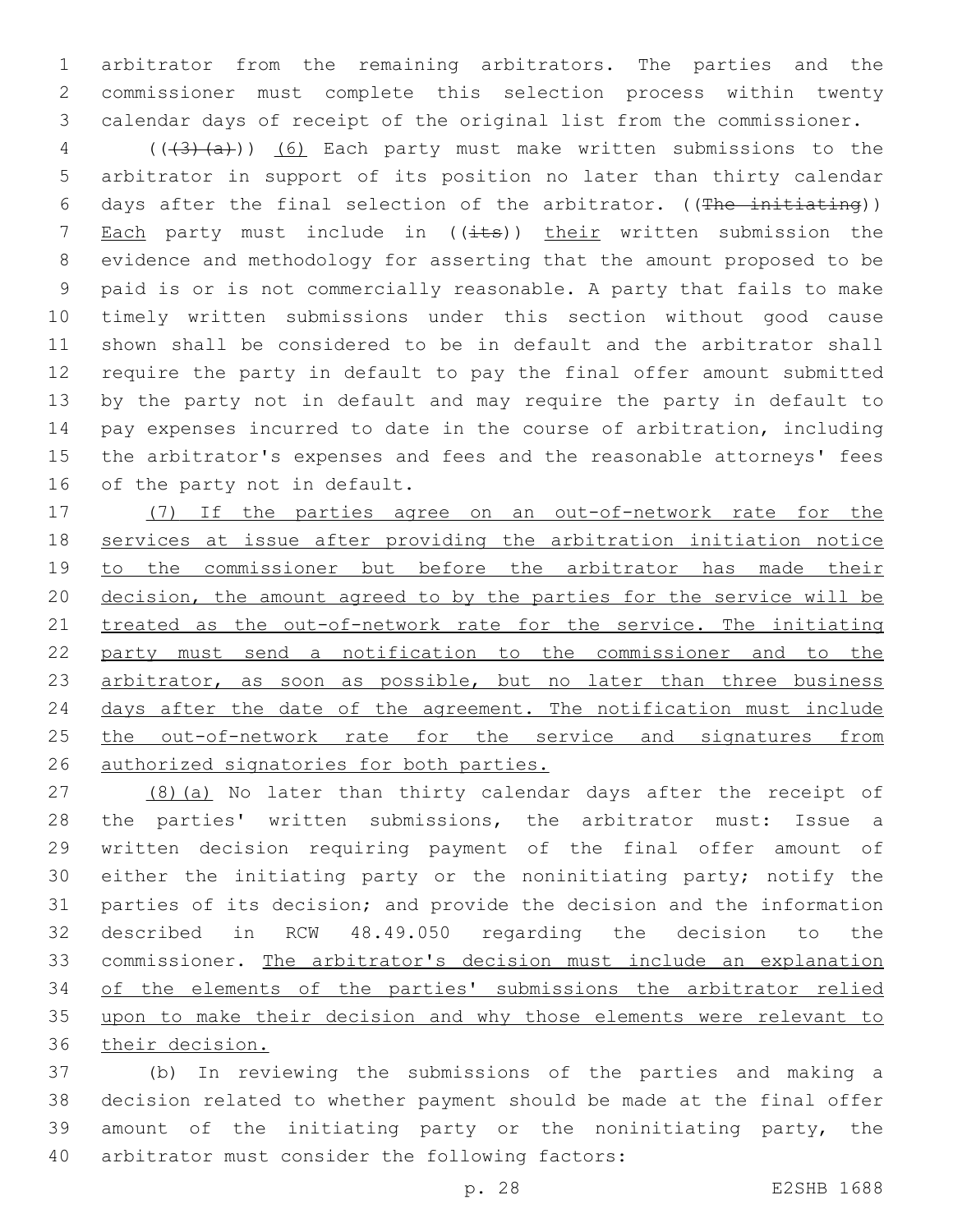arbitrator from the remaining arbitrators. The parties and the commissioner must complete this selection process within twenty calendar days of receipt of the original list from the commissioner.

(((3)(a))) (6) Each party must make written submissions to the arbitrator in support of its position no later than thirty calendar days after the final selection of the arbitrator. ((The initiating)) Each party must include in ((its)) their written submission the evidence and methodology for asserting that the amount proposed to be paid is or is not commercially reasonable. A party that fails to make timely written submissions under this section without good cause shown shall be considered to be in default and the arbitrator shall require the party in default to pay the final offer amount submitted by the party not in default and may require the party in default to pay expenses incurred to date in the course of arbitration, including the arbitrator's expenses and fees and the reasonable attorneys' fees of the party not in default.

(7) If the parties agree on an out-of-network rate for the services at issue after providing the arbitration initiation notice to the commissioner but before the arbitrator has made their decision, the amount agreed to by the parties for the service will be treated as the out-of-network rate for the service. The initiating party must send a notification to the commissioner and to the arbitrator, as soon as possible, but no later than three business days after the date of the agreement. The notification must include the out-of-network rate for the service and signatures from authorized signatories for both parties.

(8)(a) No later than thirty calendar days after the receipt of the parties' written submissions, the arbitrator must: Issue a written decision requiring payment of the final offer amount of either the initiating party or the noninitiating party; notify the parties of its decision; and provide the decision and the information described in RCW 48.49.050 regarding the decision to the commissioner. The arbitrator's decision must include an explanation of the elements of the parties' submissions the arbitrator relied upon to make their decision and why those elements were relevant to their decision.

(b) In reviewing the submissions of the parties and making a decision related to whether payment should be made at the final offer amount of the initiating party or the noninitiating party, the arbitrator must consider the following factors: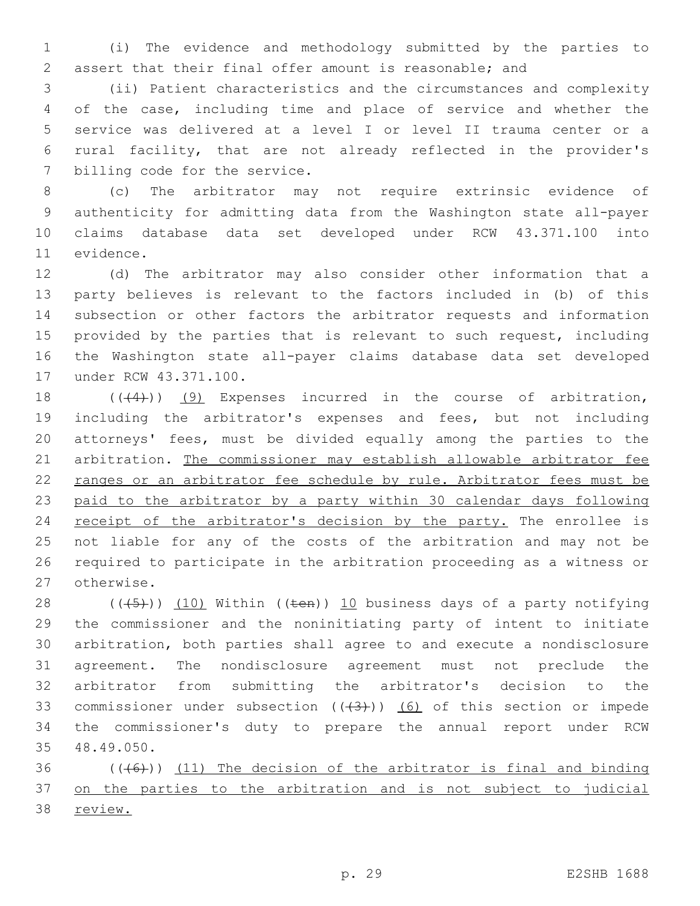(i) The evidence and methodology submitted by the parties to assert that their final offer amount is reasonable; and

(ii) Patient characteristics and the circumstances and complexity of the case, including time and place of service and whether the service was delivered at a level I or level II trauma center or a rural facility, that are not already reflected in the provider's billing code for the service.

(c) The arbitrator may not require extrinsic evidence of authenticity for admitting data from the Washington state all-payer claims database data set developed under RCW 43.371.100 into evidence.

(d) The arbitrator may also consider other information that a party believes is relevant to the factors included in (b) of this subsection or other factors the arbitrator requests and information provided by the parties that is relevant to such request, including the Washington state all-payer claims database data set developed under RCW 43.371.100.

((~~(4)~~)) <u>(9)</u> Expenses incurred in the course of arbitration, including the arbitrator's expenses and fees, but not including attorneys' fees, must be divided equally among the parties to the arbitration. <u>The commissioner may establish allowable arbitrator fee ranges or an arbitrator fee schedule by rule. Arbitrator fees must be paid to the arbitrator by a party within 30 calendar days following receipt of the arbitrator's decision by the party.</u> The enrollee is not liable for any of the costs of the arbitration and may not be required to participate in the arbitration proceeding as a witness or otherwise.

((~~(5)~~)) <u>(10)</u> Within ((~~ten~~)) <u>10</u> business days of a party notifying the commissioner and the noninitiating party of intent to initiate arbitration, both parties shall agree to and execute a nondisclosure agreement. The nondisclosure agreement must not preclude the arbitrator from submitting the arbitrator's decision to the commissioner under subsection ((~~(3)~~)) <u>(6)</u> of this section or impede the commissioner's duty to prepare the annual report under RCW 48.49.050.

((~~(6)~~)) <u>(11) The decision of the arbitrator is final and binding on the parties to the arbitration and is not subject to judicial review.</u>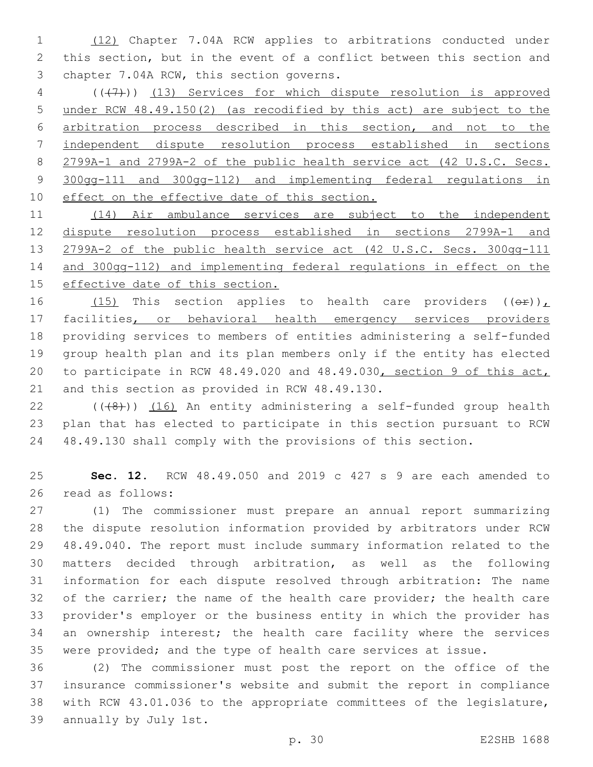(12) Chapter 7.04A RCW applies to arbitrations conducted under this section, but in the event of a conflict between this section and chapter 7.04A RCW, this section governs.

(((7))) (13) Services for which dispute resolution is approved under RCW 48.49.150(2) (as recodified by this act) are subject to the arbitration process described in this section, and not to the independent dispute resolution process established in sections 2799A-1 and 2799A-2 of the public health service act (42 U.S.C. Secs. 300gg-111 and 300gg-112) and implementing federal regulations in effect on the effective date of this section.

(14) Air ambulance services are subject to the independent dispute resolution process established in sections 2799A-1 and 2799A-2 of the public health service act (42 U.S.C. Secs. 300gg-111 and 300gg-112) and implementing federal regulations in effect on the effective date of this section.

(15) This section applies to health care providers ((or)), facilities, or behavioral health emergency services providers providing services to members of entities administering a self-funded group health plan and its plan members only if the entity has elected to participate in RCW 48.49.020 and 48.49.030, section 9 of this act, and this section as provided in RCW 48.49.130.

(((8))) (16) An entity administering a self-funded group health plan that has elected to participate in this section pursuant to RCW 48.49.130 shall comply with the provisions of this section.

**Sec. 12.** RCW 48.49.050 and 2019 c 427 s 9 are each amended to read as follows:

(1) The commissioner must prepare an annual report summarizing the dispute resolution information provided by arbitrators under RCW 48.49.040. The report must include summary information related to the matters decided through arbitration, as well as the following information for each dispute resolved through arbitration: The name of the carrier; the name of the health care provider; the health care provider's employer or the business entity in which the provider has an ownership interest; the health care facility where the services were provided; and the type of health care services at issue.

(2) The commissioner must post the report on the office of the insurance commissioner's website and submit the report in compliance with RCW 43.01.036 to the appropriate committees of the legislature, annually by July 1st.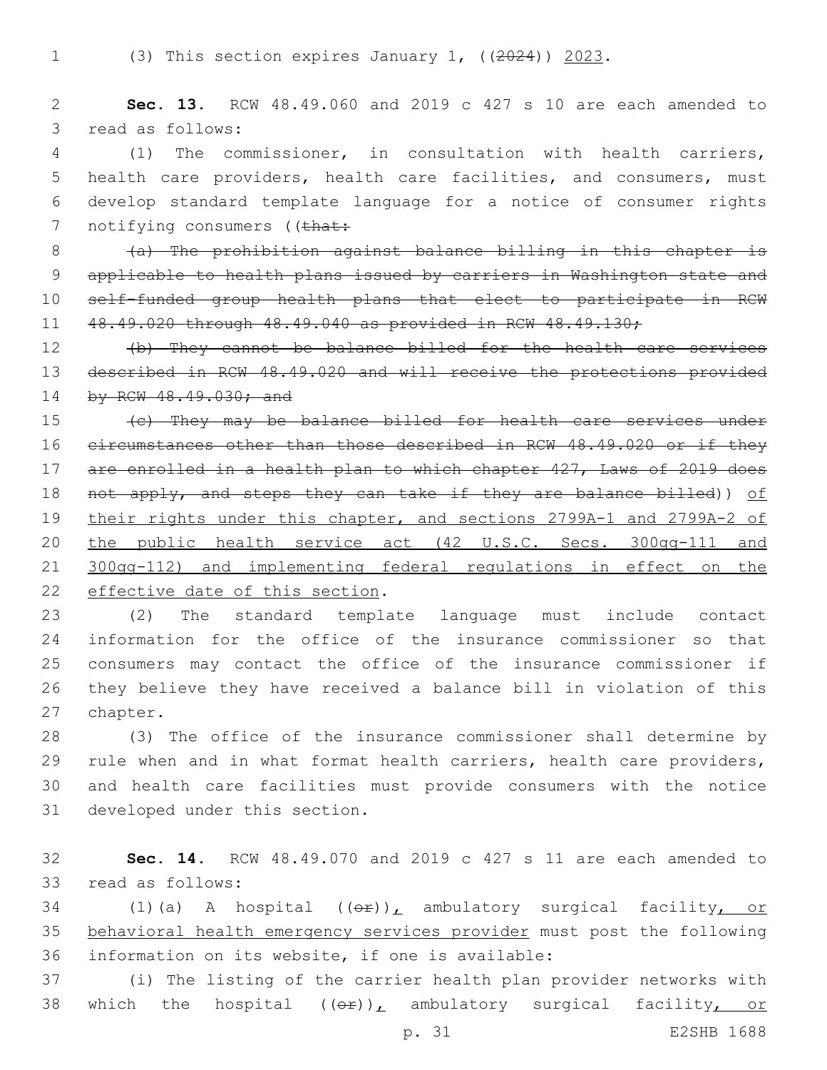(3) This section expires January 1, ((~~2024~~)) <u>2023</u>.

**Sec. 13.** RCW 48.49.060 and 2019 c 427 s 10 are each amended to read as follows:

(1) The commissioner, in consultation with health carriers, health care providers, health care facilities, and consumers, must develop standard template language for a notice of consumer rights notifying consumers ((~~that:~~

~~(a) The prohibition against balance billing in this chapter is applicable to health plans issued by carriers in Washington state and self-funded group health plans that elect to participate in RCW 48.49.020 through 48.49.040 as provided in RCW 48.49.130;~~

~~(b) They cannot be balance billed for the health care services described in RCW 48.49.020 and will receive the protections provided by RCW 48.49.030; and~~

~~(c) They may be balance billed for health care services under circumstances other than those described in RCW 48.49.020 or if they are enrolled in a health plan to which chapter 427, Laws of 2019 does not apply, and steps they can take if they are balance billed~~)) <u>of their rights under this chapter, and sections 2799A-1 and 2799A-2 of the public health service act (42 U.S.C. Secs. 300gg-111 and 300gg-112) and implementing federal regulations in effect on the effective date of this section</u>.

(2) The standard template language must include contact information for the office of the insurance commissioner so that consumers may contact the office of the insurance commissioner if they believe they have received a balance bill in violation of this chapter.

(3) The office of the insurance commissioner shall determine by rule when and in what format health carriers, health care providers, and health care facilities must provide consumers with the notice developed under this section.

**Sec. 14.** RCW 48.49.070 and 2019 c 427 s 11 are each amended to read as follows:

(1)(a) A hospital ((~~or~~))<u>,</u> ambulatory surgical facility<u>, or behavioral health emergency services provider</u> must post the following information on its website, if one is available:

(i) The listing of the carrier health plan provider networks with which the hospital ((~~or~~))<u>,</u> ambulatory surgical facility<u>, or</u>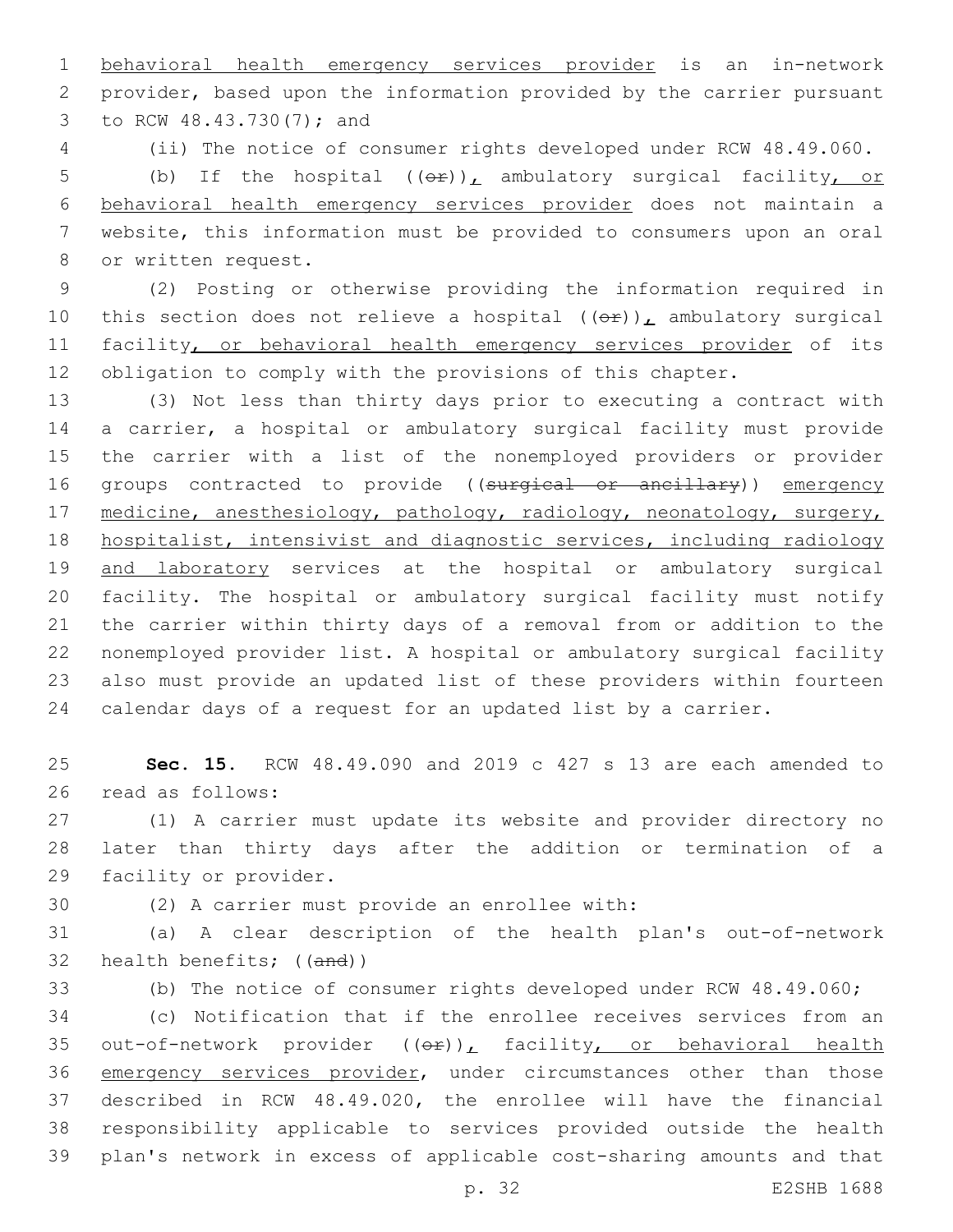behavioral health emergency services provider is an in-network provider, based upon the information provided by the carrier pursuant to RCW 48.43.730(7); and

(ii) The notice of consumer rights developed under RCW 48.49.060.

(b) If the hospital ((~~or~~)), ambulatory surgical facility, or behavioral health emergency services provider does not maintain a website, this information must be provided to consumers upon an oral or written request.

(2) Posting or otherwise providing the information required in this section does not relieve a hospital ((~~or~~)), ambulatory surgical facility, or behavioral health emergency services provider of its obligation to comply with the provisions of this chapter.

(3) Not less than thirty days prior to executing a contract with a carrier, a hospital or ambulatory surgical facility must provide the carrier with a list of the nonemployed providers or provider groups contracted to provide ((~~surgical or ancillary~~)) emergency medicine, anesthesiology, pathology, radiology, neonatology, surgery, hospitalist, intensivist and diagnostic services, including radiology and laboratory services at the hospital or ambulatory surgical facility. The hospital or ambulatory surgical facility must notify the carrier within thirty days of a removal from or addition to the nonemployed provider list. A hospital or ambulatory surgical facility also must provide an updated list of these providers within fourteen calendar days of a request for an updated list by a carrier.

**Sec. 15.** RCW 48.49.090 and 2019 c 427 s 13 are each amended to read as follows:

(1) A carrier must update its website and provider directory no later than thirty days after the addition or termination of a facility or provider.

(2) A carrier must provide an enrollee with:

(a) A clear description of the health plan's out-of-network health benefits; ((~~and~~))

(b) The notice of consumer rights developed under RCW 48.49.060;

(c) Notification that if the enrollee receives services from an out-of-network provider ((~~or~~)), facility, or behavioral health emergency services provider, under circumstances other than those described in RCW 48.49.020, the enrollee will have the financial responsibility applicable to services provided outside the health plan's network in excess of applicable cost-sharing amounts and that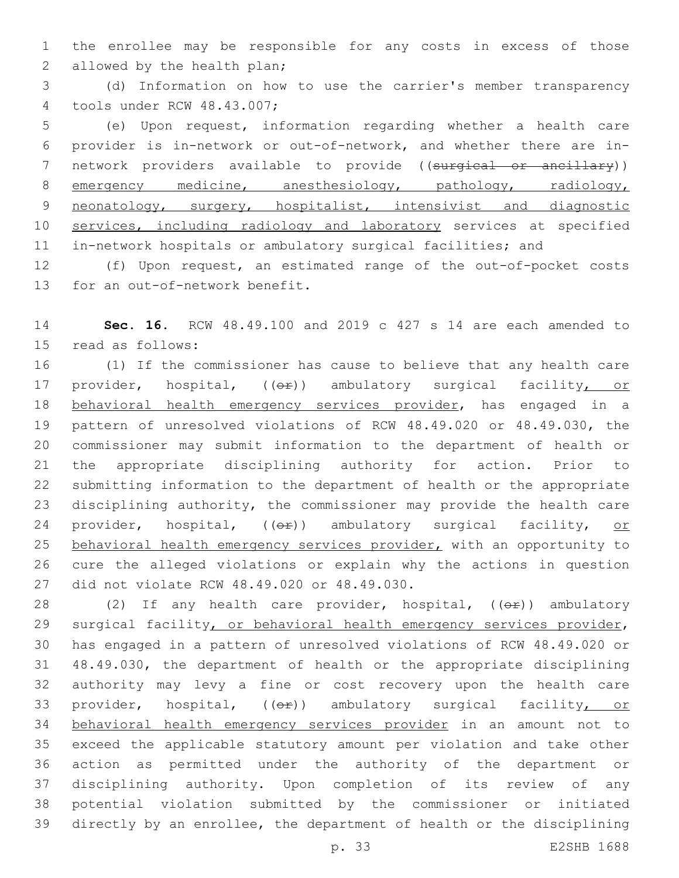the enrollee may be responsible for any costs in excess of those allowed by the health plan;

(d) Information on how to use the carrier's member transparency tools under RCW 48.43.007;

(e) Upon request, information regarding whether a health care provider is in-network or out-of-network, and whether there are in-network providers available to provide ((~~surgical or ancillary~~)) <u>emergency medicine, anesthesiology, pathology, radiology, neonatology, surgery, hospitalist, intensivist and diagnostic services, including radiology and laboratory</u> services at specified in-network hospitals or ambulatory surgical facilities; and

(f) Upon request, an estimated range of the out-of-pocket costs for an out-of-network benefit.

**Sec. 16.** RCW 48.49.100 and 2019 c 427 s 14 are each amended to read as follows:

(1) If the commissioner has cause to believe that any health care provider, hospital, ((~~or~~)) ambulatory surgical facility<u>, or behavioral health emergency services provider</u>, has engaged in a pattern of unresolved violations of RCW 48.49.020 or 48.49.030, the commissioner may submit information to the department of health or the appropriate disciplining authority for action. Prior to submitting information to the department of health or the appropriate disciplining authority, the commissioner may provide the health care provider, hospital, ((~~or~~)) ambulatory surgical facility, <u>or behavioral health emergency services provider,</u> with an opportunity to cure the alleged violations or explain why the actions in question did not violate RCW 48.49.020 or 48.49.030.

(2) If any health care provider, hospital, ((~~or~~)) ambulatory surgical facility<u>, or behavioral health emergency services provider</u>, has engaged in a pattern of unresolved violations of RCW 48.49.020 or 48.49.030, the department of health or the appropriate disciplining authority may levy a fine or cost recovery upon the health care provider, hospital, ((~~or~~)) ambulatory surgical facility<u>, or behavioral health emergency services provider</u> in an amount not to exceed the applicable statutory amount per violation and take other action as permitted under the authority of the department or disciplining authority. Upon completion of its review of any potential violation submitted by the commissioner or initiated directly by an enrollee, the department of health or the disciplining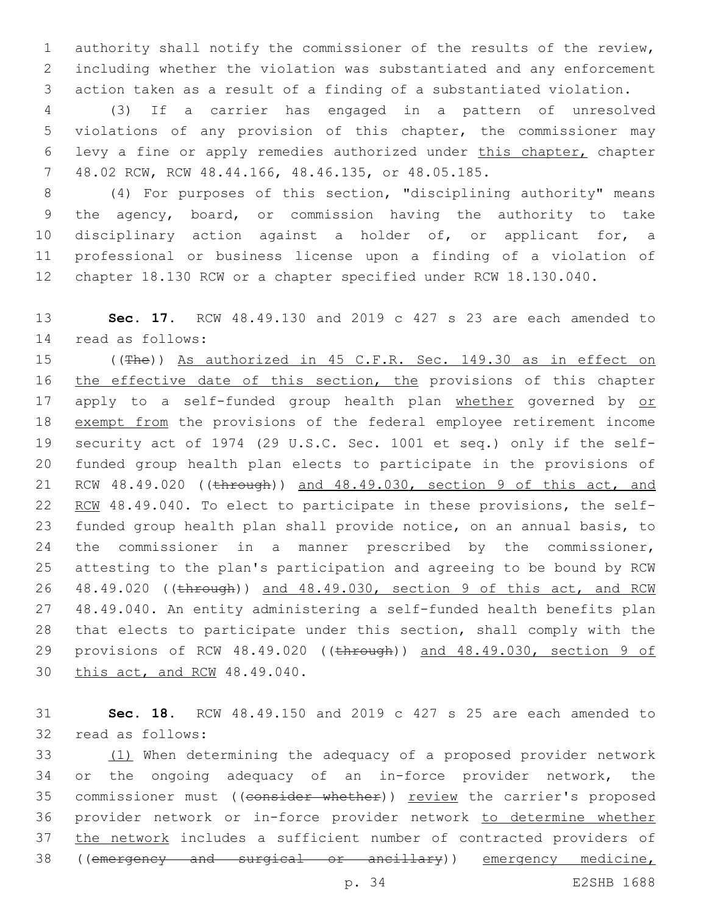authority shall notify the commissioner of the results of the review, including whether the violation was substantiated and any enforcement action taken as a result of a finding of a substantiated violation.

(3) If a carrier has engaged in a pattern of unresolved violations of any provision of this chapter, the commissioner may levy a fine or apply remedies authorized under this chapter, chapter 48.02 RCW, RCW 48.44.166, 48.46.135, or 48.05.185.

(4) For purposes of this section, "disciplining authority" means the agency, board, or commission having the authority to take disciplinary action against a holder of, or applicant for, a professional or business license upon a finding of a violation of chapter 18.130 RCW or a chapter specified under RCW 18.130.040.

**Sec. 17.** RCW 48.49.130 and 2019 c 427 s 23 are each amended to read as follows:

((~~The~~)) As authorized in 45 C.F.R. Sec. 149.30 as in effect on the effective date of this section, the provisions of this chapter apply to a self-funded group health plan whether governed by or exempt from the provisions of the federal employee retirement income security act of 1974 (29 U.S.C. Sec. 1001 et seq.) only if the self-funded group health plan elects to participate in the provisions of RCW 48.49.020 ((~~through~~)) and 48.49.030, section 9 of this act, and RCW 48.49.040. To elect to participate in these provisions, the self-funded group health plan shall provide notice, on an annual basis, to the commissioner in a manner prescribed by the commissioner, attesting to the plan's participation and agreeing to be bound by RCW 48.49.020 ((~~through~~)) and 48.49.030, section 9 of this act, and RCW 48.49.040. An entity administering a self-funded health benefits plan that elects to participate under this section, shall comply with the provisions of RCW 48.49.020 ((~~through~~)) and 48.49.030, section 9 of this act, and RCW 48.49.040.

**Sec. 18.** RCW 48.49.150 and 2019 c 427 s 25 are each amended to read as follows:

(1) When determining the adequacy of a proposed provider network or the ongoing adequacy of an in-force provider network, the commissioner must ((~~consider whether~~)) review the carrier's proposed provider network or in-force provider network to determine whether the network includes a sufficient number of contracted providers of ((~~emergency and surgical or ancillary~~)) emergency medicine,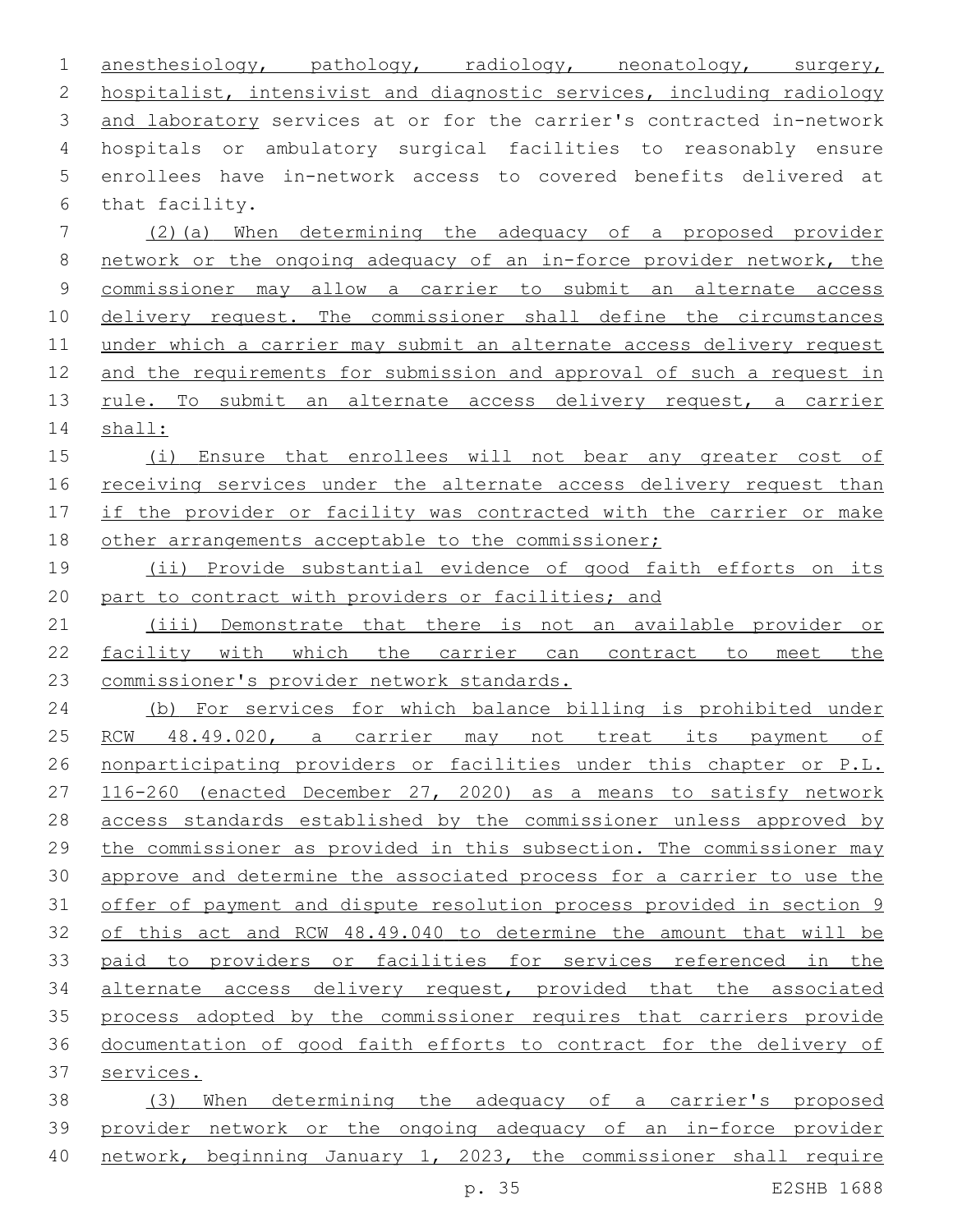anesthesiology, pathology, radiology, neonatology, surgery, hospitalist, intensivist and diagnostic services, including radiology and laboratory services at or for the carrier's contracted in-network hospitals or ambulatory surgical facilities to reasonably ensure enrollees have in-network access to covered benefits delivered at that facility.

(2)(a) When determining the adequacy of a proposed provider network or the ongoing adequacy of an in-force provider network, the commissioner may allow a carrier to submit an alternate access delivery request. The commissioner shall define the circumstances under which a carrier may submit an alternate access delivery request and the requirements for submission and approval of such a request in rule. To submit an alternate access delivery request, a carrier shall:

(i) Ensure that enrollees will not bear any greater cost of receiving services under the alternate access delivery request than if the provider or facility was contracted with the carrier or make other arrangements acceptable to the commissioner;

(ii) Provide substantial evidence of good faith efforts on its part to contract with providers or facilities; and

(iii) Demonstrate that there is not an available provider or facility with which the carrier can contract to meet the commissioner's provider network standards.

(b) For services for which balance billing is prohibited under RCW 48.49.020, a carrier may not treat its payment of nonparticipating providers or facilities under this chapter or P.L. 116-260 (enacted December 27, 2020) as a means to satisfy network access standards established by the commissioner unless approved by the commissioner as provided in this subsection. The commissioner may approve and determine the associated process for a carrier to use the offer of payment and dispute resolution process provided in section 9 of this act and RCW 48.49.040 to determine the amount that will be paid to providers or facilities for services referenced in the alternate access delivery request, provided that the associated process adopted by the commissioner requires that carriers provide documentation of good faith efforts to contract for the delivery of services.

(3) When determining the adequacy of a carrier's proposed provider network or the ongoing adequacy of an in-force provider network, beginning January 1, 2023, the commissioner shall require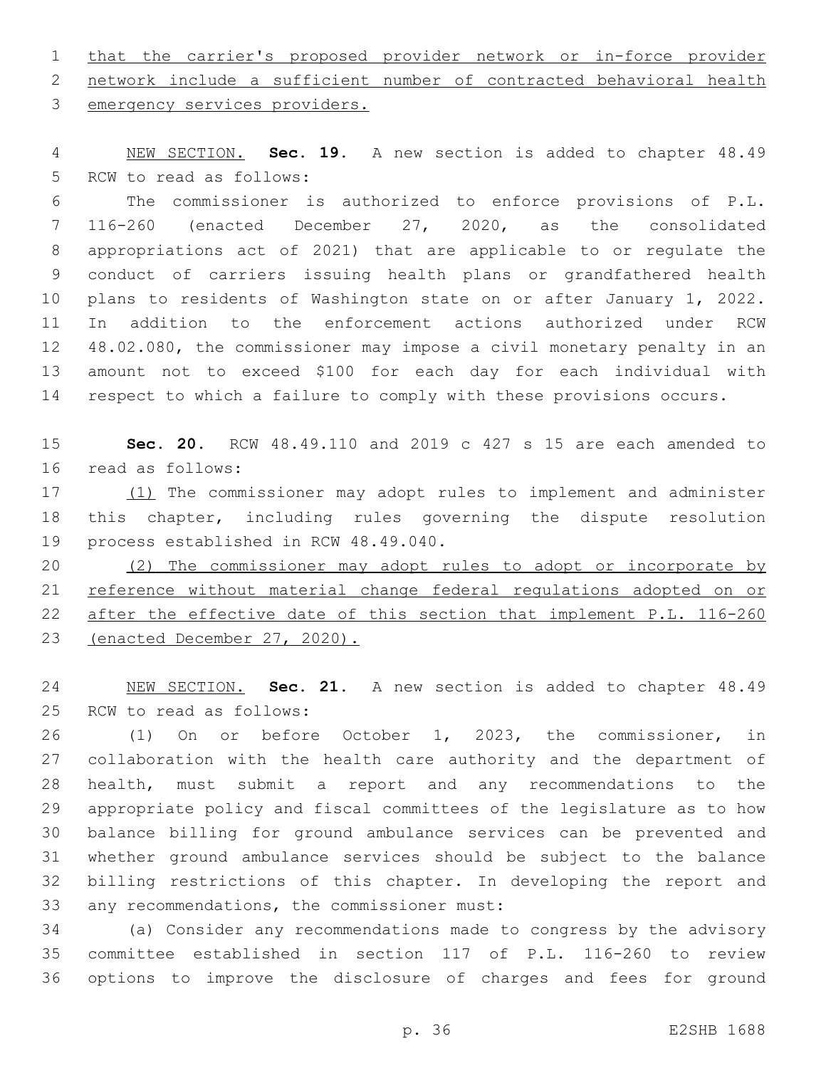that the carrier's proposed provider network or in-force provider network include a sufficient number of contracted behavioral health emergency services providers.

NEW SECTION. **Sec. 19.** A new section is added to chapter 48.49 RCW to read as follows:

The commissioner is authorized to enforce provisions of P.L. 116-260 (enacted December 27, 2020, as the consolidated appropriations act of 2021) that are applicable to or regulate the conduct of carriers issuing health plans or grandfathered health plans to residents of Washington state on or after January 1, 2022. In addition to the enforcement actions authorized under RCW 48.02.080, the commissioner may impose a civil monetary penalty in an amount not to exceed $100 for each day for each individual with respect to which a failure to comply with these provisions occurs.

**Sec. 20.** RCW 48.49.110 and 2019 c 427 s 15 are each amended to read as follows:

(1) The commissioner may adopt rules to implement and administer this chapter, including rules governing the dispute resolution process established in RCW 48.49.040.

(2) The commissioner may adopt rules to adopt or incorporate by reference without material change federal regulations adopted on or after the effective date of this section that implement P.L. 116-260 (enacted December 27, 2020).

NEW SECTION. **Sec. 21.** A new section is added to chapter 48.49 RCW to read as follows:

(1) On or before October 1, 2023, the commissioner, in collaboration with the health care authority and the department of health, must submit a report and any recommendations to the appropriate policy and fiscal committees of the legislature as to how balance billing for ground ambulance services can be prevented and whether ground ambulance services should be subject to the balance billing restrictions of this chapter. In developing the report and any recommendations, the commissioner must:

(a) Consider any recommendations made to congress by the advisory committee established in section 117 of P.L. 116-260 to review options to improve the disclosure of charges and fees for ground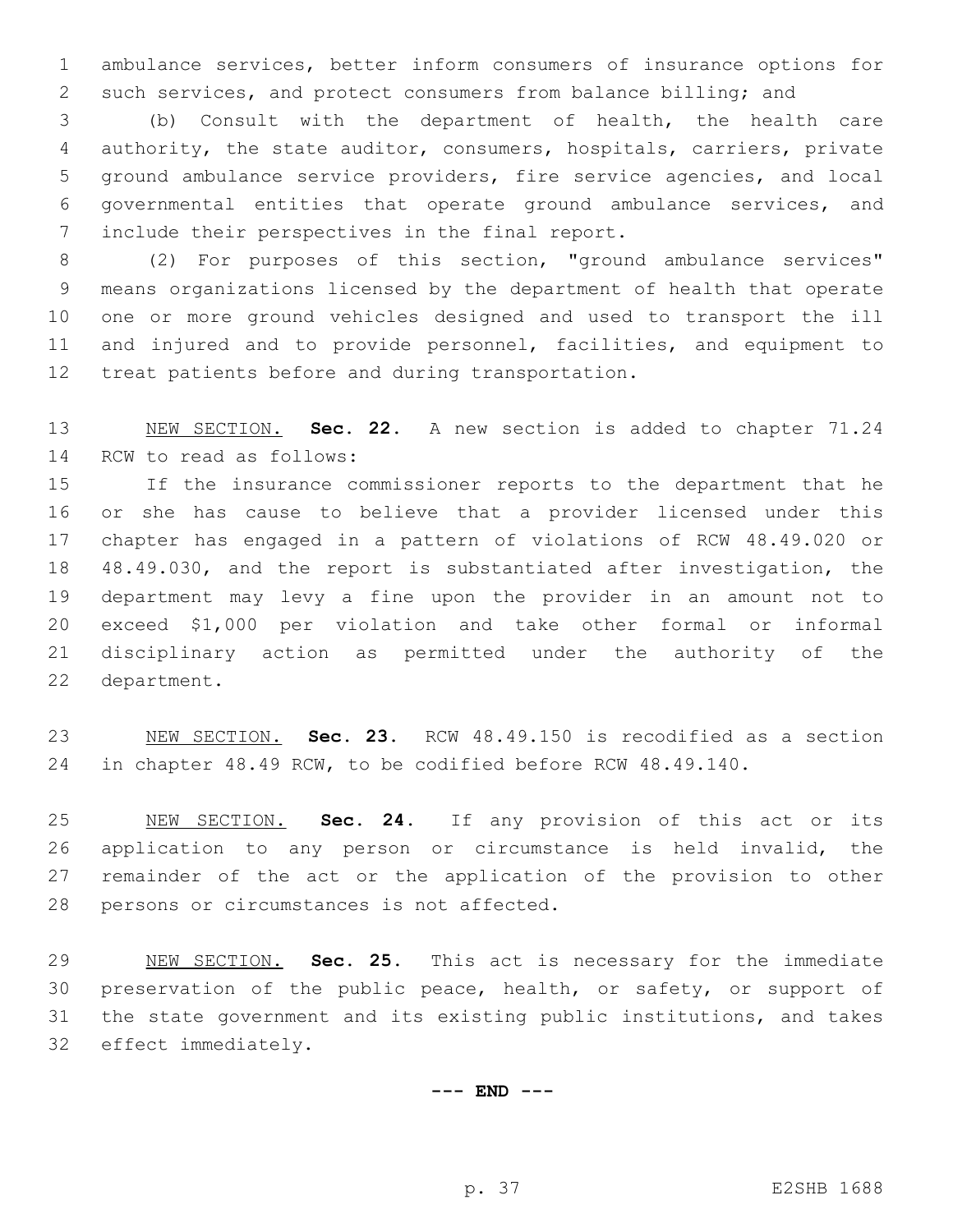ambulance services, better inform consumers of insurance options for such services, and protect consumers from balance billing; and

(b) Consult with the department of health, the health care authority, the state auditor, consumers, hospitals, carriers, private ground ambulance service providers, fire service agencies, and local governmental entities that operate ground ambulance services, and include their perspectives in the final report.

(2) For purposes of this section, "ground ambulance services" means organizations licensed by the department of health that operate one or more ground vehicles designed and used to transport the ill and injured and to provide personnel, facilities, and equipment to treat patients before and during transportation.

NEW SECTION. **Sec. 22.** A new section is added to chapter 71.24 RCW to read as follows:

If the insurance commissioner reports to the department that he or she has cause to believe that a provider licensed under this chapter has engaged in a pattern of violations of RCW 48.49.020 or 48.49.030, and the report is substantiated after investigation, the department may levy a fine upon the provider in an amount not to exceed $1,000 per violation and take other formal or informal disciplinary action as permitted under the authority of the department.

NEW SECTION. **Sec. 23.** RCW 48.49.150 is recodified as a section in chapter 48.49 RCW, to be codified before RCW 48.49.140.

NEW SECTION. **Sec. 24.** If any provision of this act or its application to any person or circumstance is held invalid, the remainder of the act or the application of the provision to other persons or circumstances is not affected.

NEW SECTION. **Sec. 25.** This act is necessary for the immediate preservation of the public peace, health, or safety, or support of the state government and its existing public institutions, and takes effect immediately.

**--- END ---**